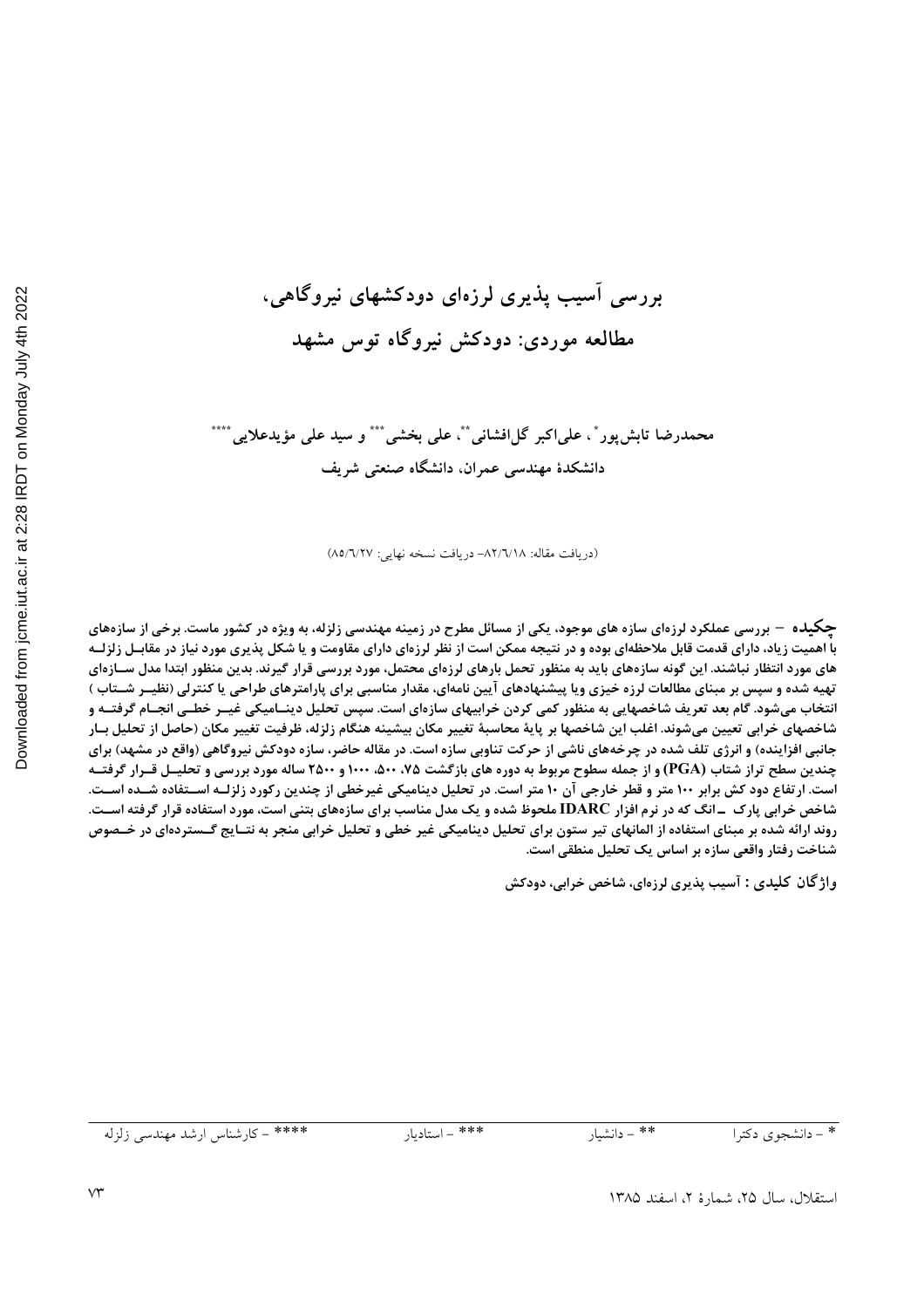# بررسی آسیب پذیری لرزه‌ای دودکشهای نیروگاهی، مطالعه موردی: دودکش نیروگاه توس مشهد

محمدرضا تابش‌پور[*]، علی‌اکبر گل‌افشانی[**]، علی بخشی[***] و سید علی مؤیدعلایی[****]

دانشکدهٔ مهندسی عمران، دانشگاه صنعتی شریف

(دریافت مقاله: ۸۲/۶/۱۸– دریافت نسخه نهایی: ۸۵/۶/۲۷)

**چکیده** – بررسی عملکرد لرزه‌ای سازه های موجود، یکی از مسائل مطرح در زمینه مهندسی زلزله، به ویژه در کشور ماست. برخی از سازه‌های با اهمیت زیاد، دارای قدمت قابل ملاحظه‌ای بوده و در نتیجه ممکن است از نظر لرزه‌ای دارای مقاومت و یا شکل پذیری مورد نیاز در مقابل زلزله های مورد انتظار نباشند. این گونه سازه‌های باید به منظور تحمل بارهای لرزه‌ای محتمل، مورد بررسی قرار گیرند. بدین منظور ابتدا مدل سازه‌ای تهیه شده و سپس بر مبنای مطالعات لرزه خیزی و یا پیشنهادهای آیین نامه‌ای، مقدار مناسبی برای پارامترهای طراحی یا کنترلی (نظیر شتاب) انتخاب می‌شود. گام بعد تعریف شاخصهایی به منظور کمی کردن خرابیهای سازه‌ای است. سپس تحلیل دینامیکی غیر خطی انجام گرفته و شاخصهای خرابی تعیین می‌شوند. اغلب این شاخصها بر پایهٔ محاسبهٔ تغییر مکان بیشینه هنگام زلزله، ظرفیت تغییر مکان (حاصل از تحلیل بار جانبی افزاینده) و انرژی تلف شده در چرخه‌های ناشی از حرکت تناوبی سازه است. در مقاله حاضر، سازه دودکش نیروگاهی (واقع در مشهد) برای چندین سطح تراز شتاب (PGA) و از جمله سطوح مربوط به دوره های بازگشت ۷۵، ۵۰۰، ۱۰۰۰ و ۲۵۰۰ ساله مورد بررسی و تحلیل قرار گرفته است. ارتفاع دود کش برابر ۱۰۰ متر و قطر خارجی آن ۱۰ متر است. در تحلیل دینامیکی غیرخطی از چندین رکورد زلزله استفاده شده است. شاخص خرابی پارک ــ انگ که در نرم افزار IDARC ملحوظ شده و یک مدل مناسب برای سازه‌های بتنی است، مورد استفاده قرار گرفته است. روند ارائه شده بر مبنای استفاده از المانهای تیر ستون برای تحلیل دینامیکی غیر خطی و تحلیل خرابی منجر به نتایج گسترده‌ای در خصوص شناخت رفتار واقعی سازه بر اساس یک تحلیل منطقی است.

**واژگان کلیدی :** آسیب پذیری لرزه‌ای، شاخص خرابی، دودکش

---

[*] – دانشجوی دکترا　　[**] – دانشیار　　[***] – استادیار　　[****] – کارشناس ارشد مهندسی زلزله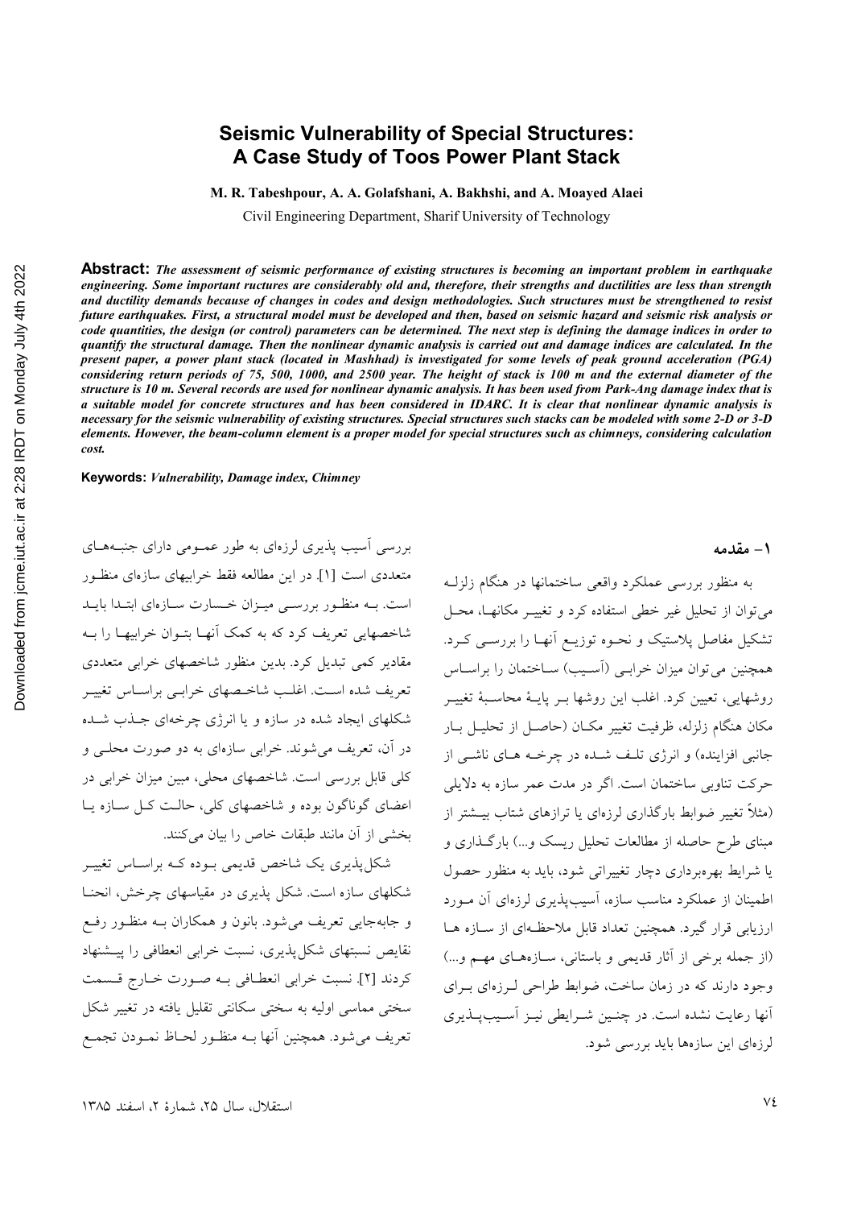# Seismic Vulnerability of Special Structures: A Case Study of Toos Power Plant Stack

**M. R. Tabeshpour, A. A. Golafshani, A. Bakhshi, and A. Moayed Alaei**

Civil Engineering Department, Sharif University of Technology

**Abstract:** *The assessment of seismic performance of existing structures is becoming an important problem in earthquake engineering. Some important ructures are considerably old and, therefore, their strengths and ductilities are less than strength and ductility demands because of changes in codes and design methodologies. Such structures must be strengthened to resist future earthquakes. First, a structural model must be developed and then, based on seismic hazard and seismic risk analysis or code quantities, the design (or control) parameters can be determined. The next step is defining the damage indices in order to quantify the structural damage. Then the nonlinear dynamic analysis is carried out and damage indices are calculated. In the present paper, a power plant stack (located in Mashhad) is investigated for some levels of peak ground acceleration (PGA) considering return periods of 75, 500, 1000, and 2500 year. The height of stack is 100 m and the external diameter of the structure is 10 m. Several records are used for nonlinear dynamic analysis. It has been used from Park-Ang damage index that is a suitable model for concrete structures and has been considered in IDARC. It is clear that nonlinear dynamic analysis is necessary for the seismic vulnerability of existing structures. Special structures such stacks can be modeled with some 2-D or 3-D elements. However, the beam-column element is a proper model for special structures such as chimneys, considering calculation cost.*

**Keywords:** *Vulnerability, Damage index, Chimney*

## ۱- مقدمه

به منظور بررسی عملکرد واقعی ساختمانها در هنگام زلزله می‌توان از تحلیل غیر خطی استفاده کرد و تغییر مکانها، محل تشکیل مفاصل پلاستیک و نحوه توزیع آنها را بررسی کرد. همچنین می‌توان میزان خرابی (آسیب) ساختمان را براساس روشهایی، تعیین کرد. اغلب این روشها بر پایهٔ محاسبهٔ تغییر مکان هنگام زلزله، ظرفیت تغییر مکان (حاصل از تحلیل بار جانبی افزاینده) و انرژی تلف شده در چرخه های ناشی از حرکت تناوبی ساختمان است. اگر در مدت عمر سازه به دلایلی (مثلاً تغییر ضوابط بارگذاری لرزه‌ای یا ترازهای شتاب بیشتر از مبنای طرح حاصله از مطالعات تحلیل ریسک و...) بارگذاری و یا شرایط بهره‌برداری دچار تغییراتی شود، باید به منظور حصول اطمینان از عملکرد مناسب سازه، آسیب‌پذیری لرزه‌ای آن مورد ارزیابی قرار گیرد. همچنین تعداد قابل ملاحظه‌ای از سازه ها (از جمله برخی از آثار قدیمی و باستانی، سازه‌های مهم و...) وجود دارند که در زمان ساخت، ضوابط طراحی لرزه‌ای برای آنها رعایت نشده است. در چنین شرایطی نیز آسیب‌پذیری لرزه‌ای این سازه‌ها باید بررسی شود.

بررسی آسیب پذیری لرزه‌ای به طور عمومی دارای جنبه‌های متعددی است [۱]. در این مطالعه فقط خرابیهای سازه‌ای منظور است. به منظور بررسی میزان خسارت سازه‌ای ابتدا باید شاخصهایی تعریف کرد که به کمک آنها بتوان خرابیها را به مقادیر کمی تبدیل کرد. بدین منظور شاخصهای خرابی متعددی تعریف شده است. اغلب شاخصهای خرابی براساس تغییر شکلهای ایجاد شده در سازه و یا انرژی چرخه‌ای جذب شده در آن، تعریف می‌شوند. خرابی سازه‌ای به دو صورت محلی و کلی قابل بررسی است. شاخصهای محلی، مبین میزان خرابی در اعضای گوناگون بوده و شاخصهای کلی، حالت کل سازه یا بخشی از آن مانند طبقات خاص را بیان می‌کنند.

شکل‌پذیری یک شاخص قدیمی بوده که براساس تغییر شکلهای سازه است. شکل پذیری در مقیاسهای چرخش، انحنا و جابه‌جایی تعریف می‌شود. بانون و همکاران به منظور رفع نقایص نسبتهای شکل‌پذیری، نسبت خرابی انعطافی را پیشنهاد کردند [۲]. نسبت خرابی انعطافی به صورت خارج قسمت سختی مماسی اولیه به سختی سکانتی تقلیل یافته در تغییر شکل تعریف می‌شود. همچنین آنها به منظور لحاظ نمودن تجمع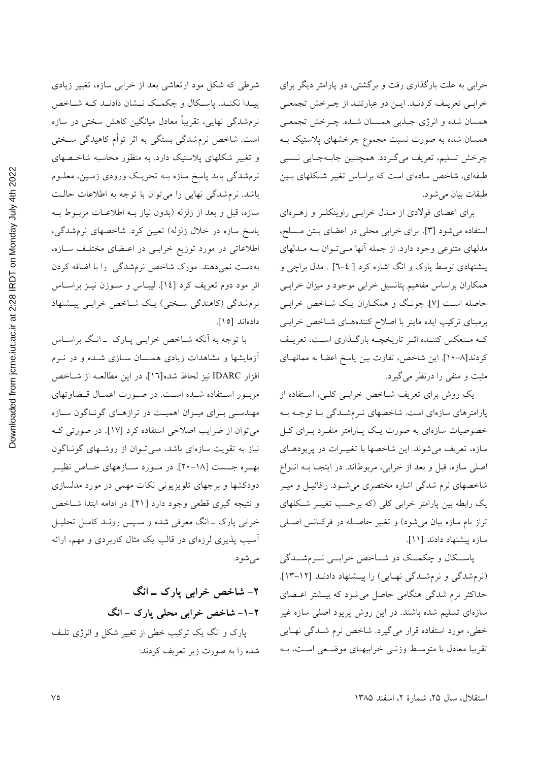خرابی به علت بارگذاری رفت و برگشتی، دو پارامتر دیگر برای خرابی تعریف کردند. این دو عبارتند از چرخش تجمعی همسان شده و انرژی جذبی همسان شده. چرخش تجمعی همسان شده به صورت نسبت مجموع چرخشهای پلاستیک به چرخش تسلیم، تعریف می‌گردد. همچنین جابه‌جایی نسبی طبقه‌ای، شاخص ساده‌ای است که براساس تغییر شکلهای بین طبقات بیان می‌شود.

برای اعضای فولادی از مدل خرابی راوینکلر و زهره‌ای استفاده می‌شود [۳]. برای خرابی محلی در اعضای بتن مسلح، مدلهای متنوعی وجود دارد. از جمله آنها می‌توان به مدلهای پیشنهادی توسط پارک و انگ اشاره کرد [ ٤-٦] . مدل براچی و همکاران براساس مفاهیم پتانسیل خرابی موجود و میزان خرابی حاصله است [۷]. چونگ و همکاران یک شاخص خرابی برمبنای ترکیب ایده ماینر با اصلاح کننده‌های شاخص خرابی که منعکس کننده اثر تاریخچه بارگذاری است، تعریف کردند[۸-۱۰]. این شاخص، تفاوت بین پاسخ اعضا به ممانهای مثبت و منفی را درنظر می‌گیرد.

یک روش برای تعریف شاخص خرابی کلی، استفاده از پارامترهای سازه‌ای است. شاخصهای نرم‌شدگی با توجه به خصوصیات سازه‌ای به صورت یک پارامتر منفرد برای کل سازه، تعریف می‌شوند. این شاخصها با تغییرات در پریودهای اصلی سازه، قبل و بعد از خرابی، مربوطاند. در اینجا به انواع شاخصهای نرم شدگی اشاره مختصری می‌شود. رافائیل و میر یک رابطه بین پارامتر خرابی کلی (که برحسب تغییر شکلهای تراز بام سازه بیان می‌شود) و تغییر حاصله در فرکانس اصلی سازه پیشنهاد دادند [۱۱].

پاسکال و چکمک دو شاخص خرابی نرم‌شدگی (نرم‌شدگی و نرم‌شدگی نهایی) را پیشنهاد دادند [۱۲-۱۳]. حداکثر نرم شدگی هنگامی حاصل می‌شود که بیشتر اعضای سازه‌ای تسلیم شده باشند. در این روش پریود اصلی سازه غیر خطی، مورد استفاده قرار می‌گیرد. شاخص نرم شدگی نهایی تقریبا معادل با متوسط وزنی خرابیهای موضعی است، به شرطی که شکل مود ارتعاشی بعد از خرابی سازه، تغییر زیادی پیدا نکند. پاسکال و چکمک نشان دادند که شاخص نرم‌شدگی نهایی، تقریباً معادل میانگین کاهش سختی در سازه است. شاخص نرم‌شدگی بستگی به اثر توأم کاهیدگی سختی و تغییر شکلهای پلاستیک دارد. به منظور محاسبه شاخصهای نرم‌شدگی باید پاسخ سازه به تحریک ورودی زمین، معلوم باشد. نرم‌شدگی نهایی را می‌توان با توجه به اطلاعات حالت سازه، قبل و بعد از زلزله (بدون نیاز به اطلاعات مربوط به پاسخ سازه در خلال زلزله) تعیین کرد. شاخصهای نرم‌شدگی، اطلاعاتی در مورد توزیع خرابی در اعضای مختلف سازه، به‌دست نمی‌دهند. مورک شاخص نرم‌شدگی را با اضافه کردن اثر مود دوم تعریف کرد [۱٤]. لیباس و سوزن نیز براساس نرم‌شدگی (کاهندگی سختی) یک شاخص خرابی پیشنهاد داده‌اند [۱۵].

با توجه به آنکه شاخص خرابی پارک ـ انگ براساس آزمایشها و مشاهدات زیادی همسان سازی شده و در نرم افزار IDARC نیز لحاظ شده[۱٦]، در این مطالعه از شاخص مزبور استفاده شده است. در صورت اعمال قضاوتهای مهندسی برای میزان اهمیت در ترازهای گوناگون سازه می‌توان از ضرایب اصلاحی استفاده کرد [۱۷]. در صورتی که نیاز به تقویت سازه‌ای باشد، می‌توان از روشهای گوناگون بهره جست [۱۸-۲۰]. در مورد سازههای خاص نظیر دودکشها و برجهای تلویزیونی نکات مهمی در مورد مدلسازی و نتیجه گیری قطعی وجود دارد [۲۱]. در ادامه ابتدا شاخص خرابی پارک ـ انگ معرفی شده و سپس روند کامل تحلیل آسیب پذیری لرزه‌ای در قالب یک مثال کاربردی و مهم، ارائه می‌شود.

## ۲- شاخص خرابی پارک ـ انگ

### ۲-۱- شاخص خرابی محلی پارک - انگ

پارک و انگ یک ترکیب خطی از تغییر شکل و انرژی تلف شده را به صورت زیر تعریف کردند: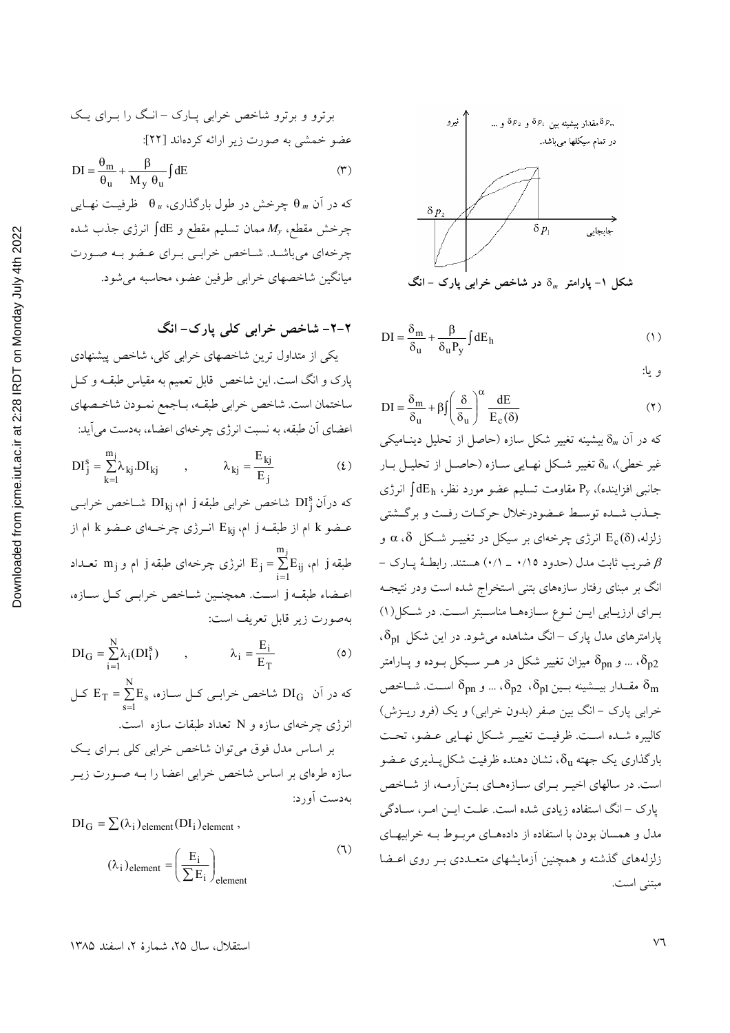شکل ۱- پارامتر $\delta_m$ در شاخص خرابی پارک - انگ

$$DI = \frac{\delta_m}{\delta_u} + \frac{\beta}{\delta_u P_y}\int dE_h \qquad (1)$$

و یا:

$$DI = \frac{\delta_m}{\delta_u} + \beta\int\left(\frac{\delta}{\delta_u}\right)^{\alpha}\frac{dE}{E_c(\delta)} \qquad (2)$$

که در آن $\delta_m$ بیشینه تغییر شکل سازه (حاصل از تحلیل دینامیکی غیر خطی)، $\delta_u$ تغییر شکل نهایی سازه (حاصل از تحلیل بار جانبی افزاینده)، $P_y$ مقاومت تسلیم عضو مورد نظر، $\int dE_h$ انرژی جذب شده توسط عضودرخلال حرکات رفت و برگشتی زلزله، $E_c(\delta)$ انرژی چرخه‌ای بر سیکل در تغییر شکل $\delta$، $\alpha$ و $\beta$ ضریب ثابت مدل (حدود ۰/۱۵ ـ ۰/۱) هستند. رابطهٔ پارک - انگ بر مبنای رفتار سازه‌های بتنی استخراج شده است ودر نتیجه برای ارزیابی این نوع سازه‌ها مناسبتر است. در شکل(۱) پارامترهای مدل پارک - انگ مشاهده می‌شود. در این شکل $\delta_{p1}$، $\delta_{p2}$، ... و $\delta_{pn}$ میزان تغییر شکل در هر سیکل بوده و پارامتر $\delta_m$ مقدار بیشینه بین $\delta_{p1}$، $\delta_{p2}$، ... و $\delta_{pn}$ است. شاخص خرابی پارک - انگ بین صفر (بدون خرابی) و یک (فرو ریزش) کالیبره شده است. ظرفیت تغییر شکل نهایی عضو، تحت بارگذاری یک جهته $\delta_u$، نشان دهنده ظرفیت شکل‌پذیری عضو است. در سالهای اخیر برای سازه‌های بتن‌آرمه، از شاخص پارک - انگ استفاده زیادی شده است. علت این امر، سادگی مدل و همسان بودن با استفاده از داده‌های مربوط به خرابیهای زلزله‌های گذشته و همچنین آزمایشهای متعددی بر روی اعضا مبتنی است.

برترو و برترو شاخص خرابی پارک - انگ را برای یک عضو خمشی به صورت زیر ارائه کرده‌اند [22]:

$$DI = \frac{\theta_m}{\theta_u} + \frac{\beta}{M_y\,\theta_u}\int dE \qquad (3)$$

که در آن $\theta_m$ چرخش در طول بارگذاری، $\theta_u$ ظرفیت نهایی چرخش مقطع، $M_y$ ممان تسلیم مقطع و $\int dE$ انرژی جذب شده چرخه‌ای می‌باشد. شاخص خرابی برای عضو به صورت میانگین شاخصهای خرابی طرفین عضو، محاسبه می‌شود.

## ۲-۲- شاخص خرابی کلی پارک- انگ

یکی از متداول ترین شاخصهای خرابی کلی، شاخص پیشنهادی پارک و انگ است. این شاخص قابل تعمیم به مقیاس طبقه و کل ساختمان است. شاخص خرابی طبقه، باجمع نمودن شاخصهای اعضای آن طبقه، به نسبت انرژی چرخه‌ای اعضاء، بدست می‌آید:

$$DI_j^s = \sum_{k=1}^{m_j}\lambda_{kj}.DI_{kj} \qquad , \qquad \lambda_{kj} = \frac{E_{kj}}{E_j} \qquad (4)$$

که درآن $DI_j^s$ شاخص خرابی طبقه j ام، $DI_{kj}$ شاخص خرابی عضو k ام از طبقه j ام، $E_{kj}$ انرژی چرخه‌ای عضو k ام از طبقه j ام، $E_j = \sum_{i=1}^{m_j} E_{ij}$ انرژی چرخه‌ای طبقه j ام و $m_j$ تعداد اعضاء طبقه j است. همچنین شاخص خرابی کل سازه، به‌صورت زیر قابل تعریف است:

$$DI_G = \sum_{i=1}^{N}\lambda_i(DI_i^s) \qquad , \qquad \lambda_i = \frac{E_i}{E_T} \qquad (5)$$

که در آن $DI_G$ شاخص خرابی کل سازه، $E_T = \sum_{s=1}^{N} E_s$ کل انرژی چرخه‌ای سازه و N تعداد طبقات سازه است.

بر اساس مدل فوق می‌توان شاخص خرابی کلی برای یک سازه طره‌ای بر اساس شاخص خرابی اعضا را به صورت زیر به‌دست آورد:

$$DI_G = \sum(\lambda_i)_{element}(DI_i)_{element}\,, \qquad (\lambda_i)_{element} = \left(\frac{E_i}{\sum E_i}\right)_{element} \qquad (6)$$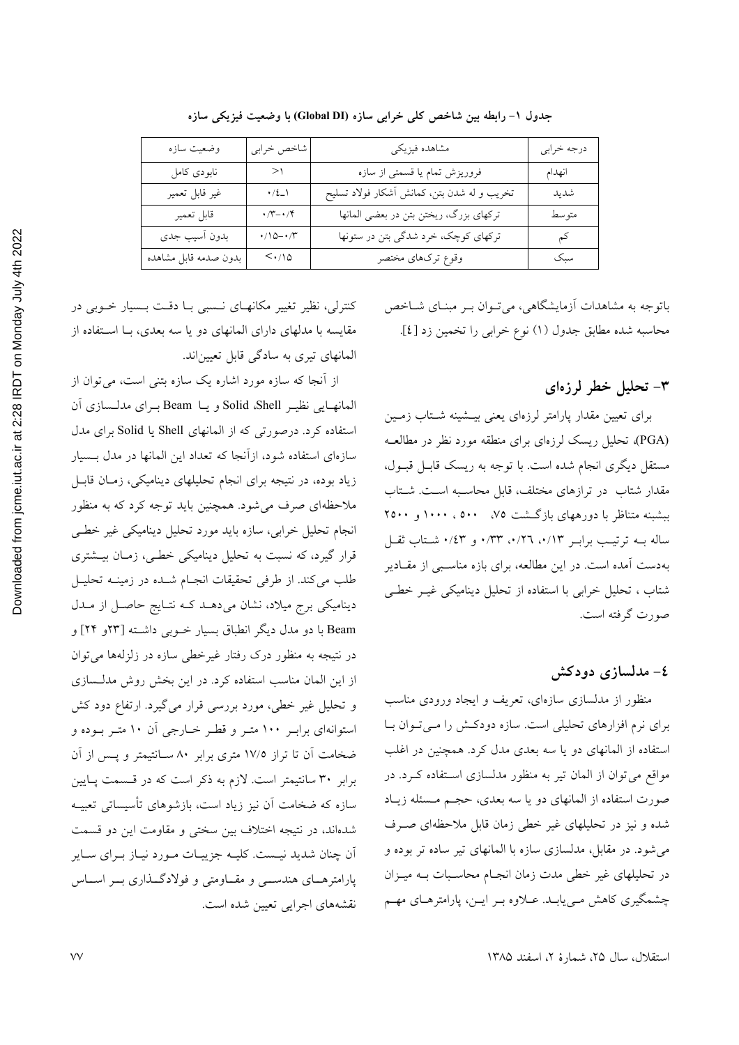جدول ۱- رابطه بین شاخص کلی خرابی سازه (Global DI) با وضعیت فیزیکی سازه

| درجه خرابی | مشاهده فیزیکی | شاخص خرابی | وضعیت سازه |
|---|---|---|---|
| انهدام | فروریزش تمام یا قسمتی از سازه | ۱< | نابودی کامل |
| شدید | تخریب و له شدن بتن، کمانش آشکار فولاد تسلیح | ۱ـ۰/٤ | غیر قابل تعمیر |
| متوسط | ترکهای بزرگ، ریختن بتن در بعضی المانها | ۰/۳–۰/۴ | قابل تعمیر |
| کم | ترکهای کوچک، خرد شدگی بتن در ستونها | ۰/۱۵–۰/۳ | بدون آسیب جدی |
| سبک | وقوع ترک‌های مختصر | ۰/۱۵> | بدون صدمه قابل مشاهده |

باتوجه به مشاهدات آزمایشگاهی، می‌توان بر مبنای شاخص محاسبه شده مطابق جدول (۱) نوع خرابی را تخمین زد [٤].

## ۳- تحلیل خطر لرزه‌ای

برای تعیین مقدار پارامتر لرزه‌ای یعنی بیشینه شتاب زمین (PGA)، تحلیل ریسک لرزه‌ای برای منطقه مورد نظر در مطالعه مستقل دیگری انجام شده است. با توجه به ریسک قابل قبول، مقدار شتاب در ترازهای مختلف، قابل محاسبه است. شتاب بیشینه متناظر با دورههای بازگشت ۷۵، ۵۰۰ ، ۱۰۰۰ و ۲۵۰۰ ساله به ترتیب برابر ۰/۱۳، ۰/۲٦، ۰/۳۳ و ۰/٤۳ شتاب ثقل به‌دست آمده است. در این مطالعه، برای بازه مناسبی از مقادیر شتاب ، تحلیل خرابی با استفاده از تحلیل دینامیکی غیر خطی صورت گرفته است.

## ٤- مدلسازی دودکش

منظور از مدلسازی سازه‌ای، تعریف و ایجاد ورودی مناسب برای نرم افزارهای تحلیلی است. سازه دودکش را می‌توان با استفاده از المانهای دو یا سه بعدی مدل کرد. همچنین در اغلب مواقع می‌توان از المان تیر به منظور مدلسازی استفاده کرد. در صورت استفاده از المانهای دو یا سه بعدی، حجم مسئله زیاد شده و نیز در تحلیلهای غیر خطی زمان قابل ملاحظه‌ای صرف می‌شود. در مقابل، مدلسازی سازه با المانهای تیر ساده تر بوده و در تحلیلهای غیر خطی مدت زمان انجام محاسبات به میزان چشمگیری کاهش می‌یابد. علاوه بر این، پارامترهای مهم کنترلی، نظیر تغییر مکانهای نسبی با دقت بسیار خوبی در مقایسه با مدلهای دارای المانهای دو یا سه بعدی، با استفاده از المانهای تیری به سادگی قابل تعیین‌اند.

از آنجا که سازه مورد اشاره یک سازه بتنی است، می‌توان از المانهایی نظیر Shell، Solid و یا Beam برای مدلسازی آن استفاده کرد. درصورتی که از المانهای Shell یا Solid برای مدل سازه‌ای استفاده شود، ازآنجا که تعداد این المانها در مدل بسیار زیاد بوده، در نتیجه برای انجام تحلیلهای دینامیکی، زمان قابل ملاحظه‌ای صرف می‌شود. همچنین باید توجه کرد که به منظور انجام تحلیل خرابی، سازه باید مورد تحلیل دینامیکی غیر خطی قرار گیرد، که نسبت به تحلیل دینامیکی خطی، زمان بیشتری طلب می‌کند. از طرفی تحقیقات انجام شده در زمینه تحلیل دینامیکی برج میلاد، نشان می‌دهد که نتایج حاصل از مدل Beam با دو مدل دیگر انطباق بسیار خوبی داشته [۲۳و ۲۴] و در نتیجه به منظور درک رفتار غیرخطی سازه در زلزله‌ها می‌توان از این المان مناسب استفاده کرد. در این بخش روش مدلسازی و تحلیل غیر خطی، مورد بررسی قرار می‌گیرد. ارتفاع دود کش استوانه‌ای برابر ۱۰۰ متر و قطر خارجی آن ۱۰ متر بوده و ضخامت آن تا تراز ۱۷/۵ متری برابر ۸۰ سانتیمتر و پس از آن برابر ۳۰ سانتیمتر است. لازم به ذکر است که در قسمت پایین سازه که ضخامت آن نیز زیاد است، بازشوهای تأسیساتی تعبیه شده‌اند، در نتیجه اختلاف بین سختی و مقاومت این دو قسمت آن چنان شدید نیست. کلیه جزییات مورد نیاز برای سایر پارامترهای هندسی و مقاومتی و فولادگذاری بر اساس نقشه‌های اجرایی تعیین شده است.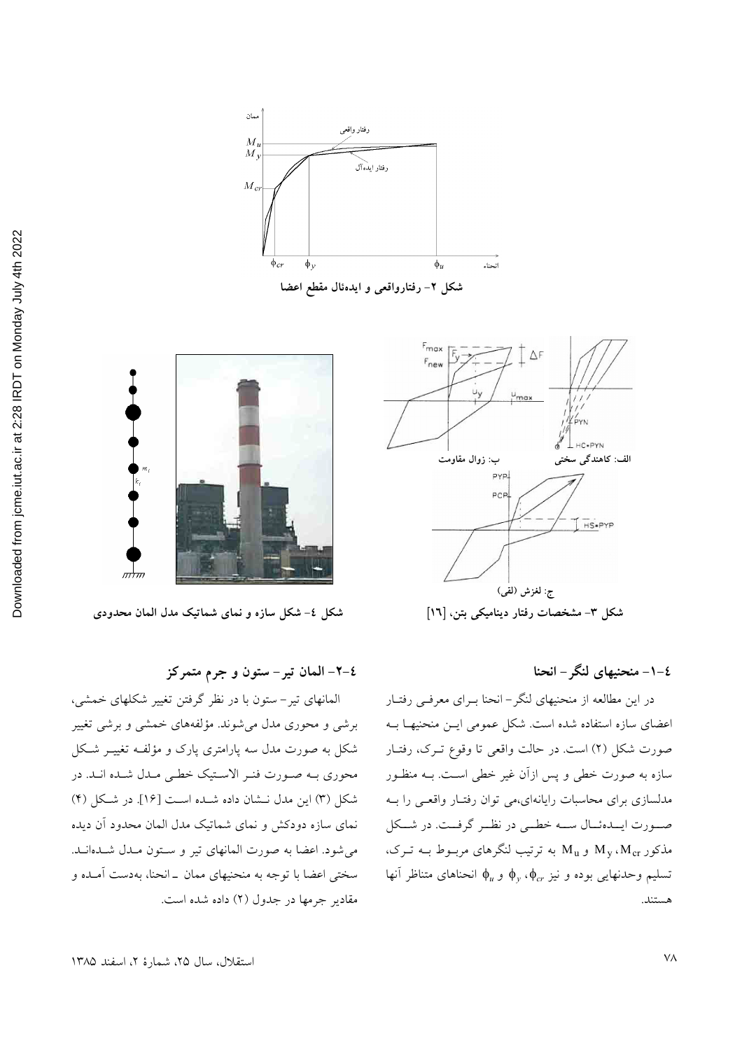شکل ۲- رفتارواقعی و ایده‌ئال مقطع اعضا

الف: کاهندگی سختی &nbsp;&nbsp;&nbsp;&nbsp; ب: زوال مقاومت

ج: لغزش (لقی)

شکل ۳- مشخصات رفتار دینامیکی بتن، [۱۶]

شکل ٤- شکل سازه و نمای شماتیک مدل المان محدودی

### ٤-۱- منحنیهای لنگر- انحنا

در این مطالعه از منحنیهای لنگر- انحنا برای معرفی رفتار اعضای سازه استفاده شده است. شکل عمومی این منحنیها به صورت شکل (۲) است. در حالت واقعی تا وقوع ترک، رفتار سازه به صورت خطی و پس ازآن غیر خطی است. به منظور مدلسازی برای محاسبات رایانه‌ای،می توان رفتار واقعی را به صورت ایده‌ئال سه خطی در نظر گرفت. در شکل مذکور $M_{cr}$، $M_y$ و $M_u$ به ترتیب لنگرهای مربوط به ترک، تسلیم وحدنهایی بوده و نیز $\phi_{cr}$، $\phi_y$ و $\phi_u$ انحناهای متناظر آنها هستند.

### ٤-۲- المان تیر- ستون و جرم متمرکز

المانهای تیر- ستون با در نظر گرفتن تغییر شکلهای خمشی، برشی و محوری مدل می‌شوند. مؤلفه‌های خمشی و برشی تغییر شکل به صورت مدل سه پارامتری پارک و مؤلفه تغییر شکل محوری به صورت فنر الاستیک خطی مدل شده اند. در شکل (۳) این مدل نشان داده شده است [۱۶]. در شکل (۴) نمای سازه دودکش و نمای شماتیک مدل المان محدود آن دیده می‌شود. اعضا به صورت المانهای تیر و ستون مدل شده‌اند. سختی اعضا با توجه به منحنیهای ممان ـ انحنا، به‌دست آمده و مقادیر جرمها در جدول (۲) داده شده است.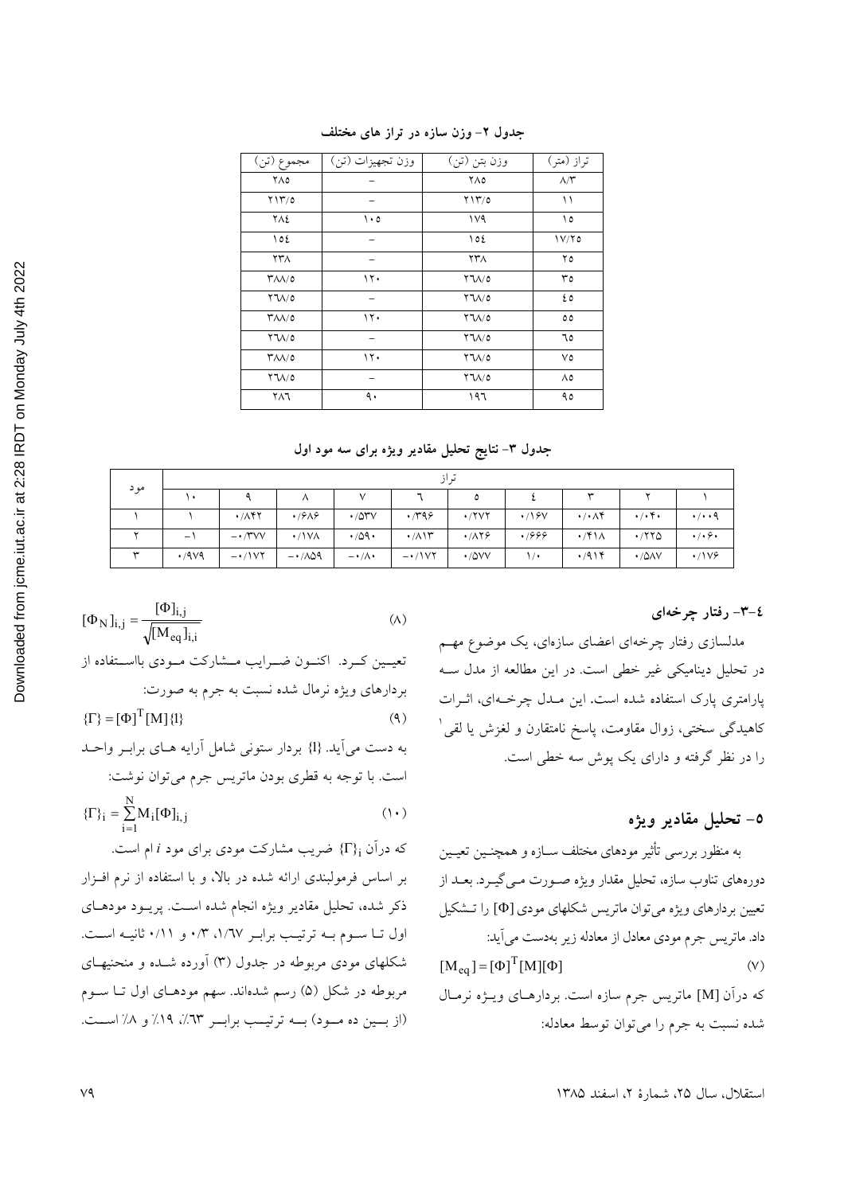جدول ۲- وزن سازه در تراز های مختلف

| تراز (متر) | وزن بتن (تن) | وزن تجهیزات (تن) | مجموع (تن) |
|---|---|---|---|
| ۸/۳ | ۲۸۵ | – | ۲۸۵ |
| ۱۱ | ۲۱۳/۵ | – | ۲۱۳/۵ |
| ۱۵ | ۱۷۹ | ۱۰۵ | ۲۸٤ |
| ۱۷/۲۵ | ۱۵٤ | – | ۱۵٤ |
| ۲۵ | ۲۳۸ | – | ۲۳۸ |
| ۳۵ | ۲٦۸/۵ | ۱۲۰ | ۳۸۸/۵ |
| ٤۵ | ۲٦۸/۵ | – | ۲٦۸/۵ |
| ۵۵ | ۲٦۸/۵ | ۱۲۰ | ۳۸۸/۵ |
| ٦۵ | ۲٦۸/۵ | – | ۲٦۸/۵ |
| ۷۵ | ۲٦۸/۵ | ۱۲۰ | ۳۸۸/۵ |
| ۸۵ | ۲٦۸/۵ | – | ۲٦۸/۵ |
| ۹۵ | ۱۹٦ | ۹۰ | ۲۸٦ |

جدول ۳- نتایج تحلیل مقادیر ویژه برای سه مود اول

| مود | تراز | | | | | | | | | |
|---|---|---|---|---|---|---|---|---|---|---|
| | ۱ | ۲ | ۳ | ٤ | ۵ | ٦ | ۷ | ۸ | ۹ | ۱۰ |
| ۱ | ۰/۰۰۹ | ۰/۰۴۰ | ۰/۰۸۴ | ۰/۱۶۷ | ۰/۲۷۲ | ۰/۳۹۶ | ۰/۵۳۷ | ۰/۶۸۶ | ۰/۸۴۲ | ۱ |
| ۲ | ۰/۰۶۰ | ۰/۲۲۵ | ۰/۴۱۸ | ۰/۶۶۶ | ۰/۸۲۶ | ۰/۸۱۳ | ۰/۵۹۰ | ۰/۱۷۸ | −۰/۳۷۷ | −۱ |
| ۳ | ۰/۱۷۶ | ۰/۵۸۷ | ۰/۹۱۴ | ۱/۰ | ۰/۵۷۷ | −۰/۱۷۲ | −۰/۸۰ | −۰/۸۵۹ | −۰/۱۷۲ | ۰/۹۷۹ |

### ٤-۳- رفتار چرخه‌ای

مدلسازی رفتار چرخه‌ای اعضای سازه‌ای، یک موضوع مهم در تحلیل دینامیکی غیر خطی است. در این مطالعه از مدل سه پارامتری پارک استفاده شده است. این مدل چرخه‌ای، اثرات کاهیدگی سختی، زوال مقاومت، پاسخ نامتقارن و لغزش یا لقی[1] را در نظر گرفته و دارای یک پوش سه خطی است.

## ۵- تحلیل مقادیر ویژه

به منظور بررسی تأثیر مودهای مختلف سازه و همچنین تعیین دوره‌های تناوب سازه، تحلیل مقدار ویژه صورت می‌گیرد. بعد از تعیین بردارهای ویژه می‌توان ماتریس شکلهای مودی $[\Phi]$ را تشکیل داد. ماتریس جرم مودی معادل از معادله زیر به‌دست می‌آید:

$$[M_{eq}] = [\Phi]^T [M][\Phi] \tag{۷}$$

که درآن $[M]$ ماتریس جرم سازه است. بردارهای ویژه نرمال شده نسبت به جرم را می‌توان توسط معادله:

$$[\Phi_N]_{i,j} = \frac{[\Phi]_{i,j}}{\sqrt{[M_{eq}]_{i,i}}} \tag{۸}$$

تعیین کرد. اکنون ضرایب مشارکت مودی بااستفاده از بردارهای ویژه نرمال شده نسبت به جرم به صورت:

$$\{\Gamma\} = [\Phi]^T [M]\{1\} \tag{۹}$$

به دست می‌آید. $\{1\}$ بردار ستونی شامل آرایه های برابر واحد است. با توجه به قطری بودن ماتریس جرم می‌توان نوشت:

$$\{\Gamma\}_i = \sum_{i=1}^{N} M_i [\Phi]_{i,j} \tag{۱۰}$$

که درآن $\{\Gamma\}_i$ ضریب مشارکت مودی برای مود $i$ ام است.

بر اساس فرمولبندی ارائه شده در بالا، و با استفاده از نرم افزار ذکر شده، تحلیل مقادیر ویژه انجام شده است. پریود مودهای اول تا سوم به ترتیب برابر ۱/٦۷، ۰/۳ و ۰/۱۱ ثانیه است. شکلهای مودی مربوطه در جدول (۳) آورده شده و منحنیهای مربوطه در شکل (۵) رسم شده‌اند. سهم مودهای اول تا سوم (از بین ده مود) به ترتیب برابر ٦۳٪، ۱۹٪ و ۸٪ است.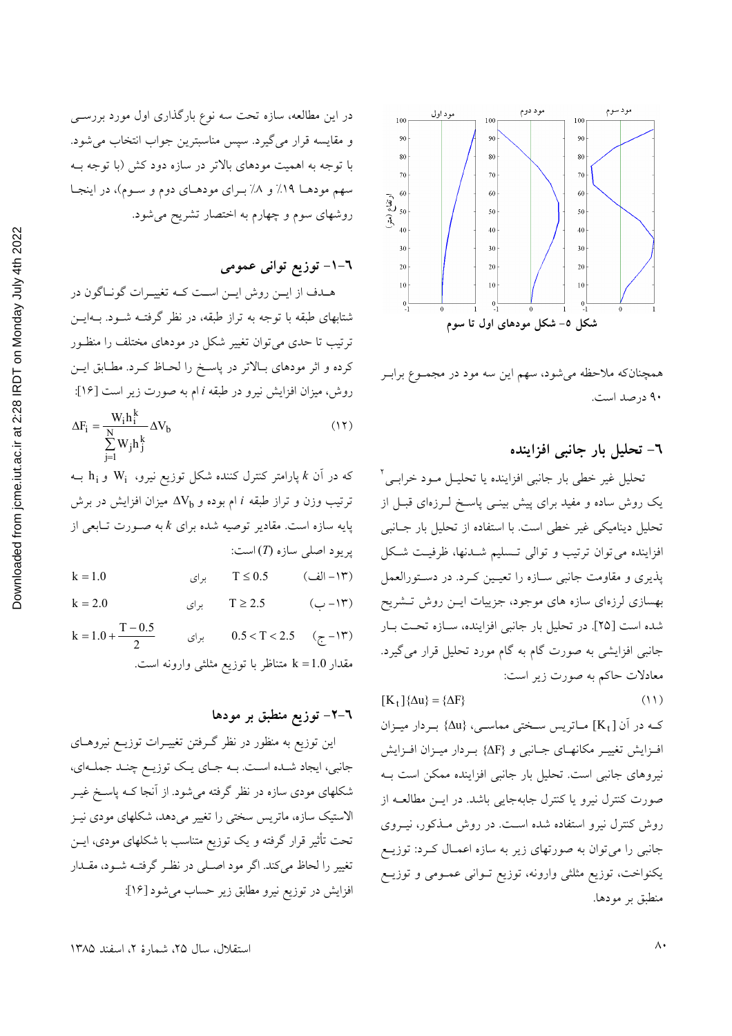شکل ۵- شکل مودهای اول تا سوم

همچنان‌که ملاحظه می‌شود، سهم این سه مود در مجموع برابر ۹۰ درصد است.

## ۶- تحلیل بار جانبی افزاینده

تحلیل غیر خطی بار جانبی افزاینده یا تحلیل مود خرابی[2] یک روش ساده و مفید برای پیش بینی پاسخ لرزه‌ای قبل از تحلیل دینامیکی غیر خطی است. با استفاده از تحلیل بار جانبی افزاینده می‌توان ترتیب و توالی تسلیم شدنها، ظرفیت شکل پذیری و مقاومت جانبی سازه را تعیین کرد. در دستورالعمل بهسازی لرزه‌ای سازه های موجود، جزییات این روش تشریح شده است [۲۵]. در تحلیل بار جانبی افزاینده، سازه تحت بار جانبی افزایشی به صورت گام به گام مورد تحلیل قرار می‌گیرد. معادلات حاکم به صورت زیر است:

$$[K_t]\{\Delta u\} = \{\Delta F\} \qquad (۱۱)$$

که در آن $[K_t]$ ماتریس سختی مماسی، $\{\Delta u\}$ بردار میزان افزایش تغییر مکانهای جانبی و $\{\Delta F\}$ بردار میزان افزایش نیروهای جانبی است. تحلیل بار جانبی افزاینده ممکن است به صورت کنترل نیرو یا کنترل جابه‌جایی باشد. در این مطالعه از روش کنترل نیرو استفاده شده است. در روش مذکور، نیروی جانبی را می‌توان به صورتهای زیر به سازه اعمال کرد: توزیع یکنواخت، توزیع مثلثی وارونه، توزیع توانی عمومی و توزیع منطبق بر مودها.

در این مطالعه، سازه تحت سه نوع بارگذاری اول مورد بررسی و مقایسه قرار می‌گیرد. سپس مناسبترین جواب انتخاب می‌شود. با توجه به اهمیت مودهای بالاتر در سازه دود کش (با توجه به سهم مودها ۱۹٪ و ۸٪ برای مودهای دوم و سوم)، در اینجا روشهای سوم و چهارم به اختصار تشریح می‌شود.

### ۶-۱- توزیع توانی عمومی

هدف از این روش این است که تغییرات گوناگون در شتابهای طبقه با توجه به تراز طبقه، در نظر گرفته شود. بدین ترتیب تا حدی می‌توان تغییر شکل در مودهای مختلف را منظور کرده و اثر مودهای بالاتر در پاسخ را لحاظ کرد. مطابق این روش، میزان افزایش نیرو در طبقه $i$ ام به صورت زیر است [۱۶]:

$$\Delta F_i = \frac{W_i h_i^k}{\sum_{j=1}^{N} W_j h_j^k} \Delta V_b \qquad (۱۲)$$

که در آن $k$ پارامتر کنترل کننده شکل توزیع نیرو، $W_i$ و $h_i$ به ترتیب وزن و تراز طبقه $i$ ام بوده و $\Delta V_b$ میزان افزایش در برش پایه سازه است. مقادیر توصیه شده برای $k$ به صورت تابعی از پریود اصلی سازه ($T$) است:

$$k = 1.0 \qquad \text{برای} \quad T \le 0.5 \qquad (۱۳-\text{الف})$$

$$k = 2.0 \qquad \text{برای} \quad T \ge 2.5 \qquad (۱۳-\text{ب})$$

$$k = 1.0 + \frac{T - 0.5}{2} \qquad \text{برای} \quad 0.5 < T < 2.5 \qquad (۱۳-\text{ج})$$

مقدار $k = 1.0$ متناظر با توزیع مثلثی وارونه است.

### ۶-۲- توزیع منطبق بر مودها

این توزیع به منظور در نظر گرفتن تغییرات توزیع نیروهای جانبی، ایجاد شده است. به جای یک توزیع چند جمله‌ای، شکلهای مودی سازه در نظر گرفته می‌شود. از آنجا که پاسخ غیر الاستیک سازه، ماتریس سختی را تغییر می‌دهد، شکلهای مودی نیز تحت تأثیر قرار گرفته و یک توزیع متناسب با شکلهای مودی، این تغییر را لحاظ می‌کند. اگر مود اصلی در نظر گرفته شود، مقدار افزایش در توزیع نیرو مطابق زیر حساب می‌شود [۱۶]: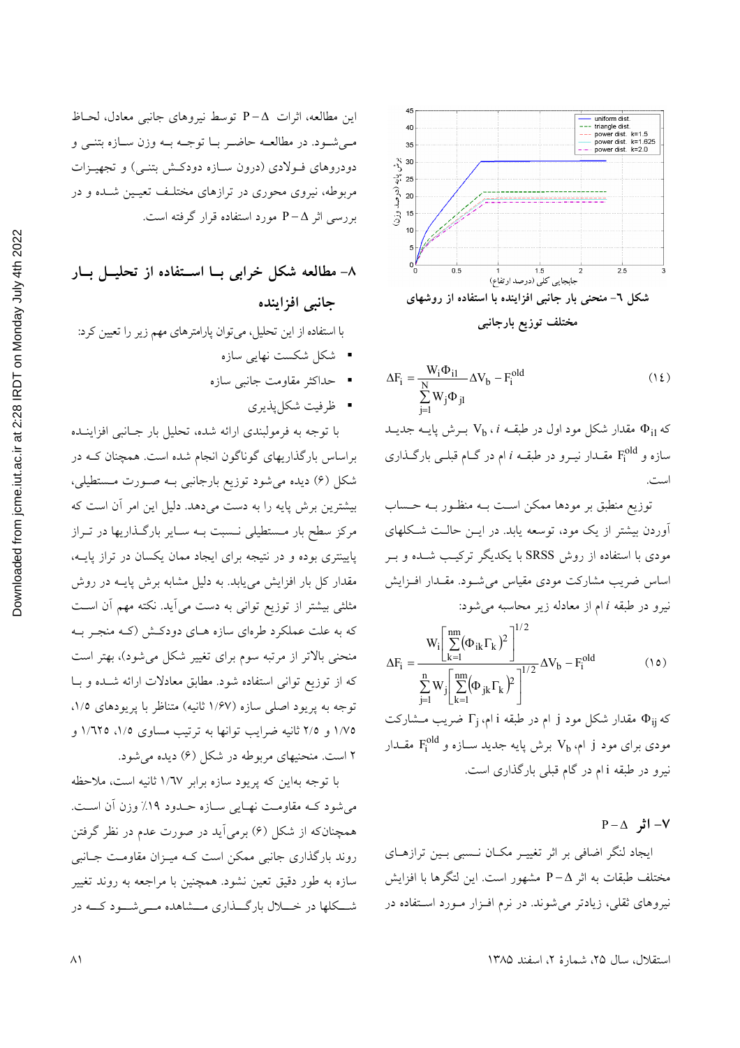شکل ۶- منحنی بار جانبی افزاینده با استفاده از روشهای مختلف توزیع بارجانبی

$$\Delta F_i = \frac{W_i \Phi_{i1}}{\sum_{j=1}^{N} W_j \Phi_{j1}} \Delta V_b - F_i^{old} \qquad (14)$$

که $\Phi_{i1}$ مقدار شکل مود اول در طبقه $i$، $V_b$ برش پایه جدید سازه و $F_i^{old}$ مقدار نیرو در طبقه $i$ ام در گام قبلی بارگذاری است.

توزیع منطبق بر مودها ممکن است به منظور به حساب آوردن بیشتر از یک مود، توسعه یابد. در این حالت شکلهای مودی با استفاده از روش SRSS با یکدیگر ترکیب شده و بر اساس ضریب مشارکت مودی مقیاس می‌شود. مقدار افزایش نیرو در طبقه $i$ ام از معادله زیر محاسبه می‌شود:

$$\Delta F_i = \frac{W_i \left[ \sum_{k=1}^{nm} (\Phi_{ik} \Gamma_k)^2 \right]^{1/2}}{\sum_{j=1}^{n} W_j \left[ \sum_{k=1}^{nm} (\Phi_{jk} \Gamma_k)^2 \right]^{1/2}} \Delta V_b - F_i^{old} \qquad (15)$$

که $\Phi_{ij}$ مقدار شکل مود j ام در طبقه i ام، $\Gamma_j$ ضریب مشارکت مودی برای مود j ام، $V_b$ برش پایه جدید سازه و $F_i^{old}$ مقدار نیرو در طبقه i ام در گام قبلی بارگذاری است.

## ۷- اثر $P-\Delta$

ایجاد لنگر اضافی بر اثر تغییر مکان نسبی بین ترازهای مختلف طبقات به اثر $P-\Delta$ مشهور است. این لنگرها با افزایش نیروهای ثقلی، زیادتر می‌شوند. در نرم افزار مورد استفاده در این مطالعه، اثرات $P-\Delta$ توسط نیروهای جانبی معادل، لحاظ می‌شود. در مطالعه حاضر با توجه به وزن سازه بتنی و دودروهای فولادی (درون سازه دودکش بتنی) و تجهیزات مربوطه، نیروی محوری در ترازهای مختلف تعیین شده و در بررسی اثر $P-\Delta$ مورد استفاده قرار گرفته است.

## ۸- مطالعه شکل خرابی با استفاده از تحلیل بار جانبی افزاینده

با استفاده از این تحلیل، می‌توان پارامترهای مهم زیر را تعیین کرد:

- شکل شکست نهایی سازه
- حداکثر مقاومت جانبی سازه
- ظرفیت شکل‌پذیری

با توجه به فرمولبندی ارائه شده، تحلیل بار جانبی افزاینده براساس بارگذاریهای گوناگون انجام شده است. همچنان که در شکل (۶) دیده می‌شود توزیع بارجانبی به صورت مستطیلی، بیشترین برش پایه را به دست می‌دهد. دلیل این امر آن است که مرکز سطح بار مستطیلی نسبت به سایر بارگذاریها در تراز پایینتری بوده و در نتیجه برای ایجاد ممان یکسان در تراز پایه، مقدار کل بار افزایش می‌یابد. به دلیل مشابه برش پایه در روش مثلثی بیشتر از توزیع توانی به دست می‌آید. نکته مهم آن است که به علت عملکرد طرهای سازه های دودکش (که منجر به منحنی بالاتر از مرتبه سوم برای تغییر شکل می‌شود)، بهتر است که از توزیع توانی استفاده شود. مطابق معادلات ارائه شده و با توجه به پریود اصلی سازه (۱/۶۷ ثانیه) متناظر با پریودهای ۱/۵، ۱/۷۵ و ۲/۵ ثانیه ضرایب توانها به ترتیب مساوی ۱/۵، ۱/۶۲۵ و ۲ است. منحنیهای مربوطه در شکل (۶) دیده می‌شود.

با توجه به‌این که پریود سازه برابر ۱/۶۷ ثانیه است، ملاحظه می‌شود که مقاومت نهایی سازه حدود ۱۹٪ وزن آن است. همچنان‌که از شکل (۶) برمی‌آید در صورت عدم در نظر گرفتن روند بارگذاری جانبی ممکن است که میزان مقاومت جانبی سازه به طور دقیق تعین نشود. همچنین با مراجعه به روند تغییر شکلها در خلال بارگذاری مشاهده می‌شود که در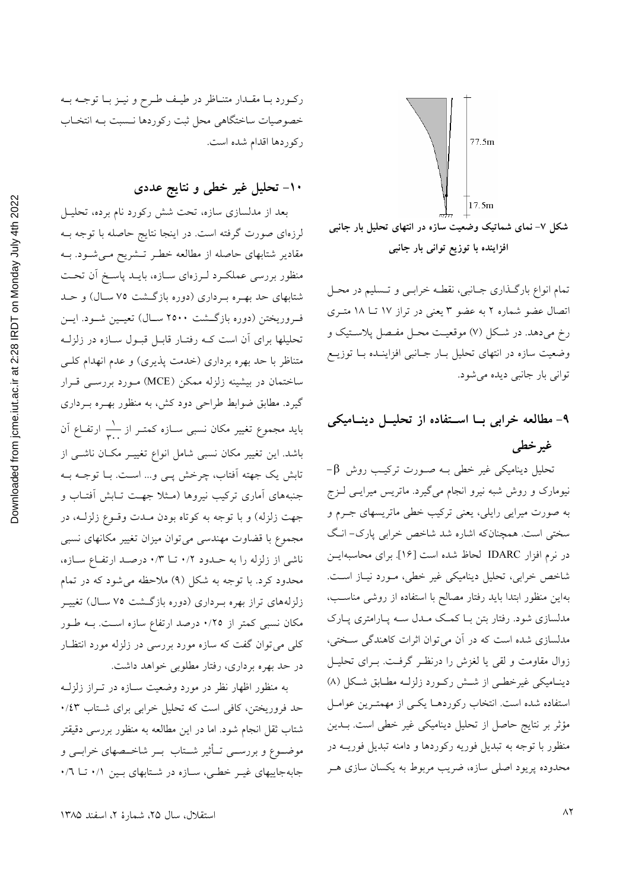شکل ۷- نمای شماتیک وضعیت سازه در انتهای تحلیل بار جانبی افزاینده با توزیع توانی بار جانبی

تمام انواع بارگذاری جانبی، نقطه خرابی و تسلیم در محل اتصال عضو شماره ۲ به عضو ۳ یعنی در تراز ۱۷ تا ۱۸ متری رخ می‌دهد. در شکل (۷) موقعیت محل مفصل پلاستیک و وضعیت سازه در انتهای تحلیل بار جانبی افزاینده با توزیع توانی بار جانبی دیده می‌شود.

## ۹- مطالعه خرابی با استفاده از تحلیل دینامیکی غیرخطی

تحلیل دینامیکی غیر خطی به صورت ترکیب روش $\beta$- نیومارک و روش شبه نیرو انجام می‌گیرد. ماتریس میرایی لزج به صورت میرایی رایلی، یعنی ترکیب خطی ماتریسهای جرم و سختی است. همچنان‌که اشاره شد شاخص خرابی پارک- انگ در نرم افزار IDARC لحاظ شده است [۱۶]. برای محاسبه‌این شاخص خرابی، تحلیل دینامیکی غیر خطی، مورد نیاز است. به‌این منظور ابتدا باید رفتار مصالح با استفاده از روشی مناسب، مدلسازی شود. رفتار بتن با کمک مدل سه پارامتری پارک مدلسازی شده است که در آن می‌توان اثرات کاهندگی سختی، زوال مقاومت و لقی یا لغزش را درنظر گرفت. برای تحلیل دینامیکی غیرخطی از شش رکورد زلزله مطابق شکل (۸) استفاده شده است. انتخاب رکوردها یکی از مهمترین عوامل مؤثر بر نتایج حاصل از تحلیل دینامیکی غیر خطی است. بدین منظور با توجه به تبدیل فوریه رکوردها و دامنه تبدیل فوریه در محدوده پریود اصلی سازه، ضریب مربوط به یکسان سازی هر رکورد با مقدار متناظر در طیف طرح و نیز با توجه به خصوصیات ساختگاهی محل ثبت رکوردها نسبت به انتخاب رکوردها اقدام شده است.

## ۱۰- تحلیل غیر خطی و نتایج عددی

بعد از مدلسازی سازه، تحت شش رکورد نام برده، تحلیل لرزه‌ای صورت گرفته است. در اینجا نتایج حاصله با توجه به مقادیر شتابهای حاصله از مطالعه خطر تشریح می‌شود. به منظور بررسی عملکرد لرزه‌ای سازه، باید پاسخ آن تحت شتابهای حد بهره برداری (دوره بازگشت ۷۵ سال) و حد فروریختن (دوره بازگشت ۲۵۰۰ سال) تعیین شود. این تحلیلها برای آن است که رفتار قابل قبول سازه در زلزله متناظر با حد بهره برداری (خدمت پذیری) و عدم انهدام کلی ساختمان در بیشینه زلزله ممکن (MCE) مورد بررسی قرار گیرد. مطابق ضوابط طراحی دود کش، به منظور بهره برداری باید مجموع تغییر مکان نسبی سازه کمتر از $\frac{1}{300}$ ارتفاع آن باشد. این تغییر مکان نسبی شامل انواع تغییر مکان ناشی از تابش یک جهته آفتاب، چرخش پی و... است. با توجه به جنبه‌های آماری ترکیب نیروها (مثلا جهت تابش آفتاب و جهت زلزله) و با توجه به کوتاه بودن مدت وقوع زلزله، در مجموع با قضاوت مهندسی می‌توان میزان تغییر مکانهای نسبی ناشی از زلزله را به حدود ۰/۲ تا ۰/۳ درصد ارتفاع سازه، محدود کرد. با توجه به شکل (۹) ملاحظه می‌شود که در تمام زلزله‌های تراز بهره برداری (دوره بازگشت ۷۵ سال) تغییر مکان نسبی کمتر از ۰/۲۵ درصد ارتفاع سازه است. به طور کلی می‌توان گفت که سازه مورد بررسی در زلزله مورد انتظار در حد بهره برداری، رفتار مطلوبی خواهد داشت.

به منظور اظهار نظر در مورد وضعیت سازه در تراز زلزله حد فروریختن، کافی است که تحلیل خرابی برای شتاب ۰/۴۳ شتاب ثقل انجام شود. اما در این مطالعه به منظور بررسی دقیقتر موضوع و بررسی تأثیر شتاب بر شاخصهای خرابی و جابه‌جاییهای غیر خطی، سازه در شتابهای بین ۰/۱ تا ۰/۶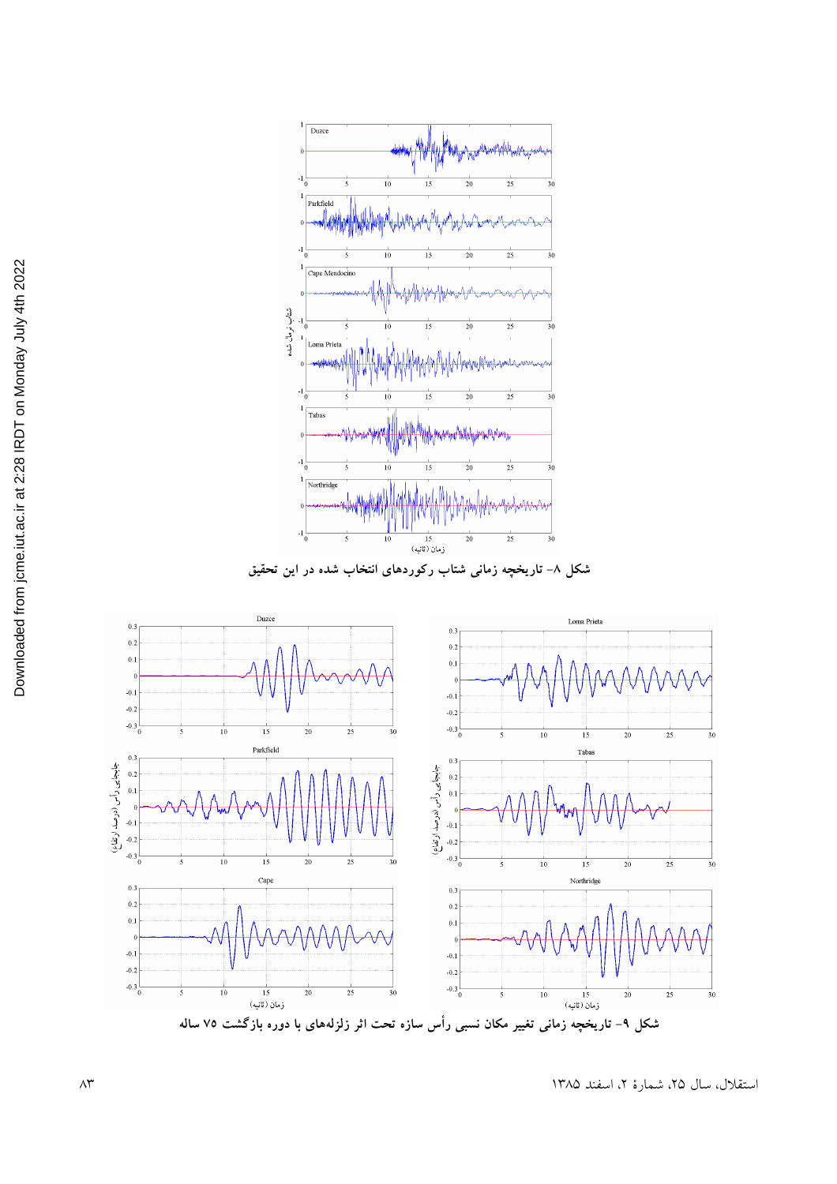شکل ۸- تاریخچه زمانی شتاب رکوردهای انتخاب شده در این تحقیق

شکل ۹- تاریخچه زمانی تغییر مکان نسبی رأس سازه تحت اثر زلزله‌های با دوره بازگشت ۷۵ ساله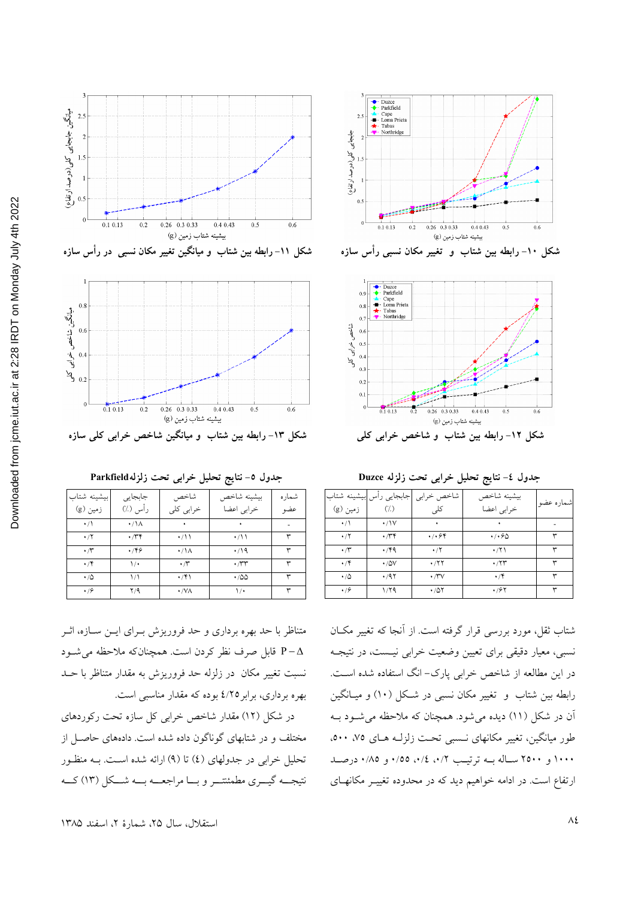شکل ۱۰- رابطه بین شتاب و تغییر مکان نسبی رأس سازه

شکل ۱۱- رابطه بین شتاب و میانگین تغییر مکان نسبی در رأس سازه

شکل ۱۲- رابطه بین شتاب و شاخص خرابی کلی

شکل ۱۳- رابطه بین شتاب و میانگین شاخص خرابی کلی سازه

جدول ٤- نتایج تحلیل خرابی تحت زلزله Duzce

| شماره عضو | بیشینه شاخص خرابی اعضا | شاخص خرابی کلی | جابجایی رأس (٪) | بیشینه شتاب زمین (g) |
|---|---|---|---|---|
| - | ۰ | ۰ | ۰/۱۷ | ۰/۱ |
| ۳ | ۰/۰۶۵ | ۰/۰۶۴ | ۰/۳۴ | ۰/۲ |
| ۳ | ۰/۲۱ | ۰/۲ | ۰/۴۹ | ۰/۳ |
| ۳ | ۰/۲۳ | ۰/۲۲ | ۰/۵۷ | ۰/۴ |
| ۳ | ۰/۴ | ۰/۳۷ | ۰/۹۲ | ۰/۵ |
| ۳ | ۰/۶۲ | ۰/۵۲ | ۱/۲۹ | ۰/۶ |

جدول ٥- نتایج تحلیل خرابی تحت زلزله Parkfield

| شماره عضو | بیشینه شاخص خرابی اعضا | شاخص خرابی کلی | جابجایی رأس (٪) | بیشینه شتاب زمین (g) |
|---|---|---|---|---|
| - | ۰ | ۰ | ۰/۱۸ | ۰/۱ |
| ۳ | ۰/۱۱ | ۰/۱۱ | ۰/۳۴ | ۰/۲ |
| ۳ | ۰/۱۹ | ۰/۱۸ | ۰/۴۶ | ۰/۳ |
| ۳ | ۰/۳۳ | ۰/۳ | ۱/۰ | ۰/۴ |
| ۳ | ۰/۵۵ | ۰/۴۱ | ۱/۱ | ۰/۵ |
| ۳ | ۱/۰ | ۰/۷۸ | ۲/۹ | ۰/۶ |

شتاب ثقل، مورد بررسی قرار گرفته است. از آنجا که تغییر مکان نسبی، معیار دقیقی برای تعیین وضعیت خرابی نیست، در نتیجه در این مطالعه از شاخص خرابی پارک- انگ استفاده شده است. رابطه بین شتاب و تغییر مکان نسبی در شکل (۱۰) و میانگین آن در شکل (۱۱) دیده می‌شود. همچنان که ملاحظه می‌شود به طور میانگین، تغییر مکانهای نسبی تحت زلزله های ۷۵، ۵۰۰، ۱۰۰۰ و ۲۵۰۰ ساله به ترتیب ۰/۲، ۰/٤، ۰/۵۵ و ۰/۸۵ درصد ارتفاع است. در ادامه خواهیم دید که در محدوده تغییر مکانهای

متناظر با حد بهره برداری و حد فروریزش برای این سازه، اثر $P-\Delta$ قابل صرف نظر کردن است. همچنان‌که ملاحظه می‌شود نسبت تغییر مکان در زلزله حد فروریزش به مقدار متناظر با حد بهره برداری، برابر٤/۲۵ بوده که مقدار مناسبی است.

در شکل (۱۲) مقدار شاخص خرابی کل سازه تحت رکوردهای مختلف و در شتابهای گوناگون داده شده است. داده‌های حاصل از تحلیل خرابی در جدولهای (٤) تا (۹) ارائه شده است. به منظور نتیجه گیری مطمئنتر و با مراجعه به شکل (۱۳) که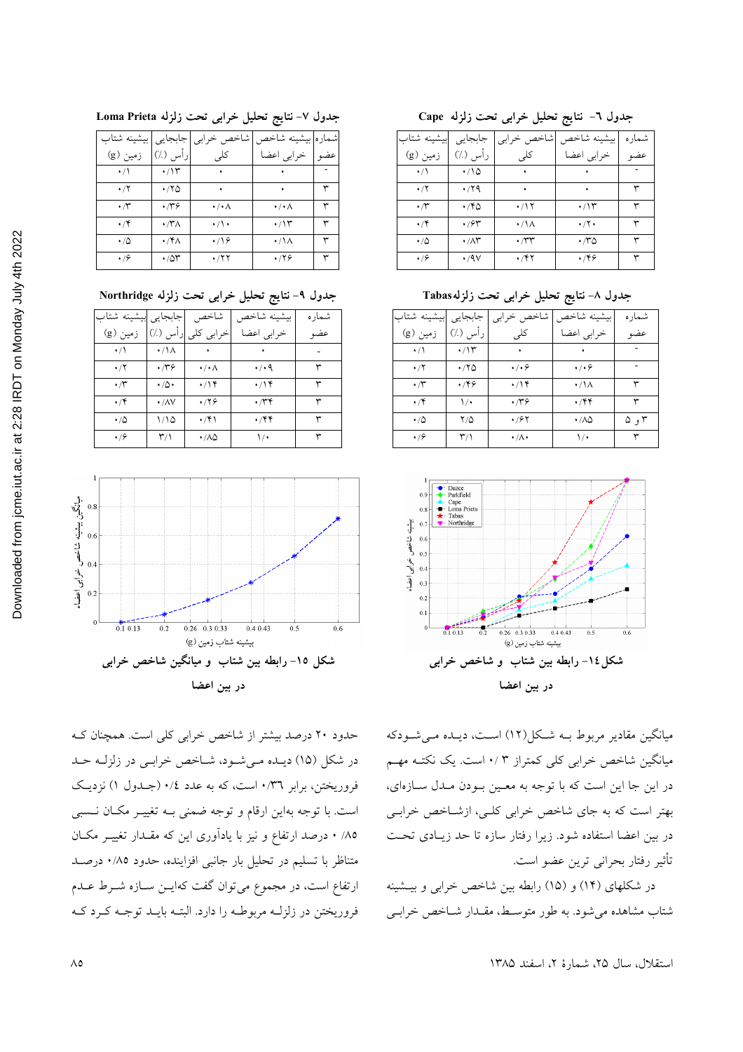جدول ٦- نتایج تحلیل خرابی تحت زلزله Cape

| شماره عضو | بیشینه شاخص خرابی اعضا | شاخص خرابی کلی | جابجایی رأس (٪) | بیشینه شتاب زمین (g) |
|---|---|---|---|---|
| - | ٠ | ٠ | ٠/١٥ | ٠/١ |
| ٣ | ٠ | ٠ | ٠/٢٩ | ٠/٢ |
| ٣ | ٠/١٣ | ٠/١٢ | ٠/٤٥ | ٠/٣ |
| ٣ | ٠/٢٠ | ٠/١٨ | ٠/٦٣ | ٠/٤ |
| ٣ | ٠/٣٥ | ٠/٣٣ | ٠/٨٣ | ٠/٥ |
| ٣ | ٠/٤٦ | ٠/٤٢ | ٠/٩٧ | ٠/٦ |

جدول ٧- نتایج تحلیل خرابی تحت زلزله Loma Prieta

| شماره عضو | بیشینه شاخص خرابی اعضا | شاخص خرابی کلی | جابجایی رأس (٪) | بیشینه شتاب زمین (g) |
|---|---|---|---|---|
| - | ٠ | ٠ | ٠/١٣ | ٠/١ |
| ٣ | ٠ | ٠ | ٠/٢٥ | ٠/٢ |
| ٣ | ٠/٠٨ | ٠/٠٨ | ٠/٣٦ | ٠/٣ |
| ٣ | ٠/١٣ | ٠/١٠ | ٠/٣٨ | ٠/٤ |
| ٣ | ٠/١٨ | ٠/١٦ | ٠/٤٨ | ٠/٥ |
| ٣ | ٠/٢٦ | ٠/٢٢ | ٠/٥٣ | ٠/٦ |

جدول ٨- نتایج تحلیل خرابی تحت زلزلهTabas

| شماره عضو | بیشینه شاخص خرابی اعضا | شاخص خرابی کلی | جابجایی رأس (٪) | بیشینه شتاب زمین (g) |
|---|---|---|---|---|
| - | ٠ | ٠ | ٠/١٣ | ٠/١ |
| - | ٠/٠٦ | ٠/٠٦ | ٠/٢٥ | ٠/٢ |
| ٣ | ٠/١٨ | ٠/١٤ | ٠/٤٦ | ٠/٣ |
| ٣ | ٠/٤٤ | ٠/٣٦ | ١/٠ | ٠/٤ |
| ٣ و ٥ | ٠/٨٥ | ٠/٦٢ | ٢/٥ | ٠/٥ |
| ٣ | ١/٠ | ٠/٨٠ | ٣/١ | ٠/٦ |

جدول ٩- نتایج تحلیل خرابی تحت زلزله Northridge

| شماره عضو | بیشینه شاخص خرابی اعضا | شاخص خرابی کلی | جابجایی رأس (٪) | بیشینه شتاب زمین (g) |
|---|---|---|---|---|
| - | ٠ | ٠ | ٠/١٨ | ٠/١ |
| ٣ | ٠/٠٩ | ٠/٠٨ | ٠/٣٦ | ٠/٢ |
| ٣ | ٠/١٤ | ٠/١٤ | ٠/٥٠ | ٠/٣ |
| ٣ | ٠/٣٤ | ٠/٢٦ | ٠/٨٧ | ٠/٤ |
| ٣ | ٠/٤٤ | ٠/٤١ | ١/١٥ | ٠/٥ |
| ٣ | ١/٠ | ٠/٨٥ | ٣/١ | ٠/٦ |

شکل ١٤- رابطه بین شتاب و شاخص خرابی در بین اعضا

شکل ١٥- رابطه بین شتاب و میانگین شاخص خرابی در بین اعضا

میانگین مقادیر مربوط بـه شکل(١٢) اسـت، دیـده مـی‌شـودکه میانگین شاخص خرابی کلی کمتراز ٠/٣ است. یک نکتـه مهـم در این جا این است که با توجه به معین بـودن مـدل سـازه‌ای، بهتر است که به جای شاخص خرابی کلـی، ازشـاخص خرابـی در بین اعضا استفاده شود. زیرا رفتار سازه تا حد زیـادی تحـت تأثیر رفتار بحرانی ترین عضو است.

در شکلهای (١٤) و (١٥) رابطه بین شاخص خرابی و بیـشینه شتاب مشاهده می‌شود. به طور متوسـط، مقـدار شـاخص خرابـی حدود ٢٠ درصد بیشتر از شاخص خرابی کلی است. همچنان کـه در شکل (١٥) دیـده مـی‌شـود، شـاخص خرابـی در زلزلـه حـد فروریختن، برابر ٠/٣٦ است، که به عدد ٠/٤ (جـدول ١) نزدیـک است. با توجه به‌این ارقام و توجه ضمنی بـه تغییـر مکـان نـسبی ٠/٨٥ درصد ارتفاع و نیز با یادآوری این که مقـدار تغییـر مکـان متناظر با تسلیم در تحلیل بار جانبی افزاینده، حدود ٠/٨٥ درصـد ارتفاع است، در مجموع می‌توان گفت که‌ایـن سـازه شـرط عـدم فروریختن در زلزلـه مربوطـه را دارد. البتـه بایـد توجـه کـرد کـه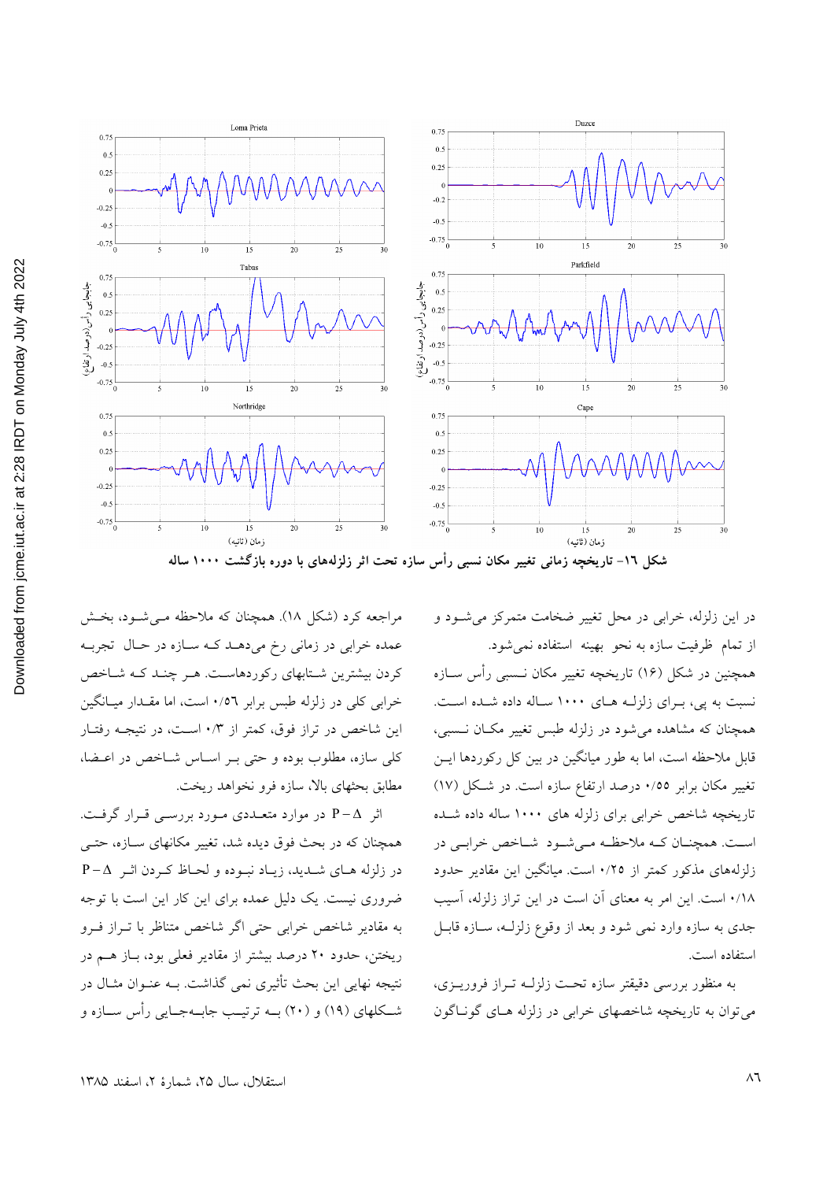شکل ۱۶- تاریخچه زمانی تغییر مکان نسبی رأس سازه تحت اثر زلزله‌های با دوره بازگشت ۱۰۰۰ ساله

در این زلزله، خرابی در محل تغییر ضخامت متمرکز می‌شود و از تمام ظرفیت سازه به نحو بهینه استفاده نمی‌شود.

همچنین در شکل (۱۶) تاریخچه تغییر مکان نسبی رأس سازه نسبت به پی، برای زلزله های ۱۰۰۰ ساله داده شده است. همچنان که مشاهده می‌شود در زلزله طبس تغییر مکان نسبی، قابل ملاحظه است، اما به طور میانگین در بین کل رکوردها این تغییر مکان برابر ۰/۵۵ درصد ارتفاع سازه است. در شکل (۱۷) تاریخچه شاخص خرابی برای زلزله های ۱۰۰۰ ساله داده شده است. همچنان که ملاحظه می‌شود شاخص خرابی در زلزله‌های مذکور کمتر از ۰/۲۵ است. میانگین این مقادیر حدود ۰/۱۸ است. این امر به معنای آن است در این تراز زلزله، آسیب جدی به سازه وارد نمی شود و بعد از وقوع زلزله، سازه قابل استفاده است.

به منظور بررسی دقیقتر سازه تحت زلزله تراز فروریزی، می‌توان به تاریخچه شاخصهای خرابی در زلزله های گوناگون مراجعه کرد (شکل ۱۸). همچنان که ملاحظه می‌شود، بخش عمده خرابی در زمانی رخ می‌دهد که سازه در حال تجربه کردن بیشترین شتابهای رکوردهاست. هر چند که شاخص خرابی کلی در زلزله طبس برابر ۰/۵۶ است، اما مقدار میانگین این شاخص در تراز فوق، کمتر از ۰/۳ است، در نتیجه رفتار کلی سازه، مطلوب بوده و حتی بر اساس شاخص در اعضا، مطابق بحثهای بالا، سازه فرو نخواهد ریخت.

اثر $P-\Delta$ در موارد متعددی مورد بررسی قرار گرفت. همچنان که در بحث فوق دیده شد، تغییر مکانهای سازه، حتی در زلزله های شدید، زیاد نبوده و لحاظ کردن اثر $P-\Delta$ ضروری نیست. یک دلیل عمده برای این کار این است با توجه به مقادیر شاخص خرابی حتی اگر شاخص متناظر با تراز فرو ریختن، حدود ۲۰ درصد بیشتر از مقادیر فعلی بود، باز هم در نتیجه نهایی این بحث تأثیری نمی گذاشت. به عنوان مثال در شکلهای (۱۹) و (۲۰) به ترتیب جابه‌جایی رأس سازه و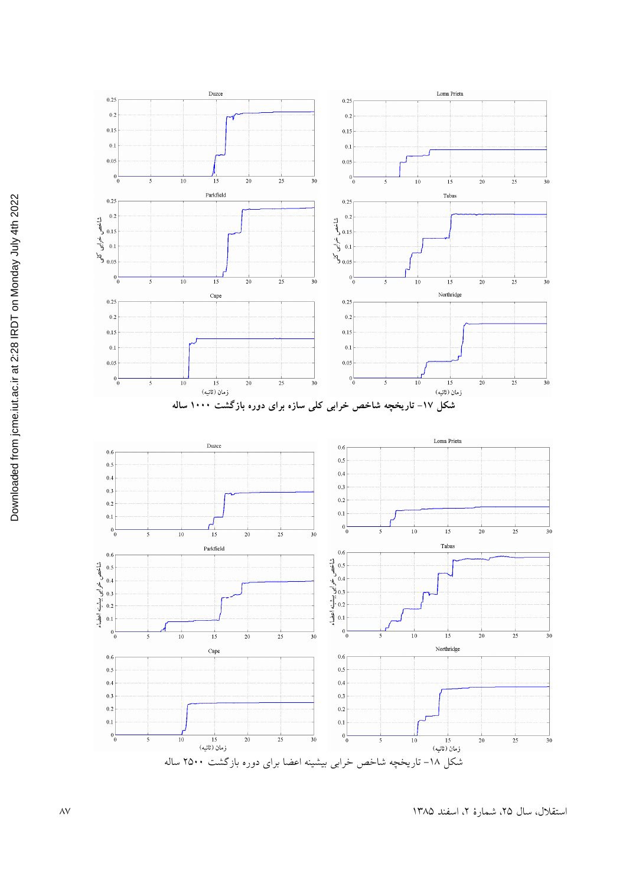شکل ۱۷- تاریخچه شاخص خرابی کلی سازه برای دوره بازگشت ۱۰۰۰ ساله

شکل ۱۸- تاریخچه شاخص خرابی بیشینه اعضا برای دوره بازگشت ۲۵۰۰ ساله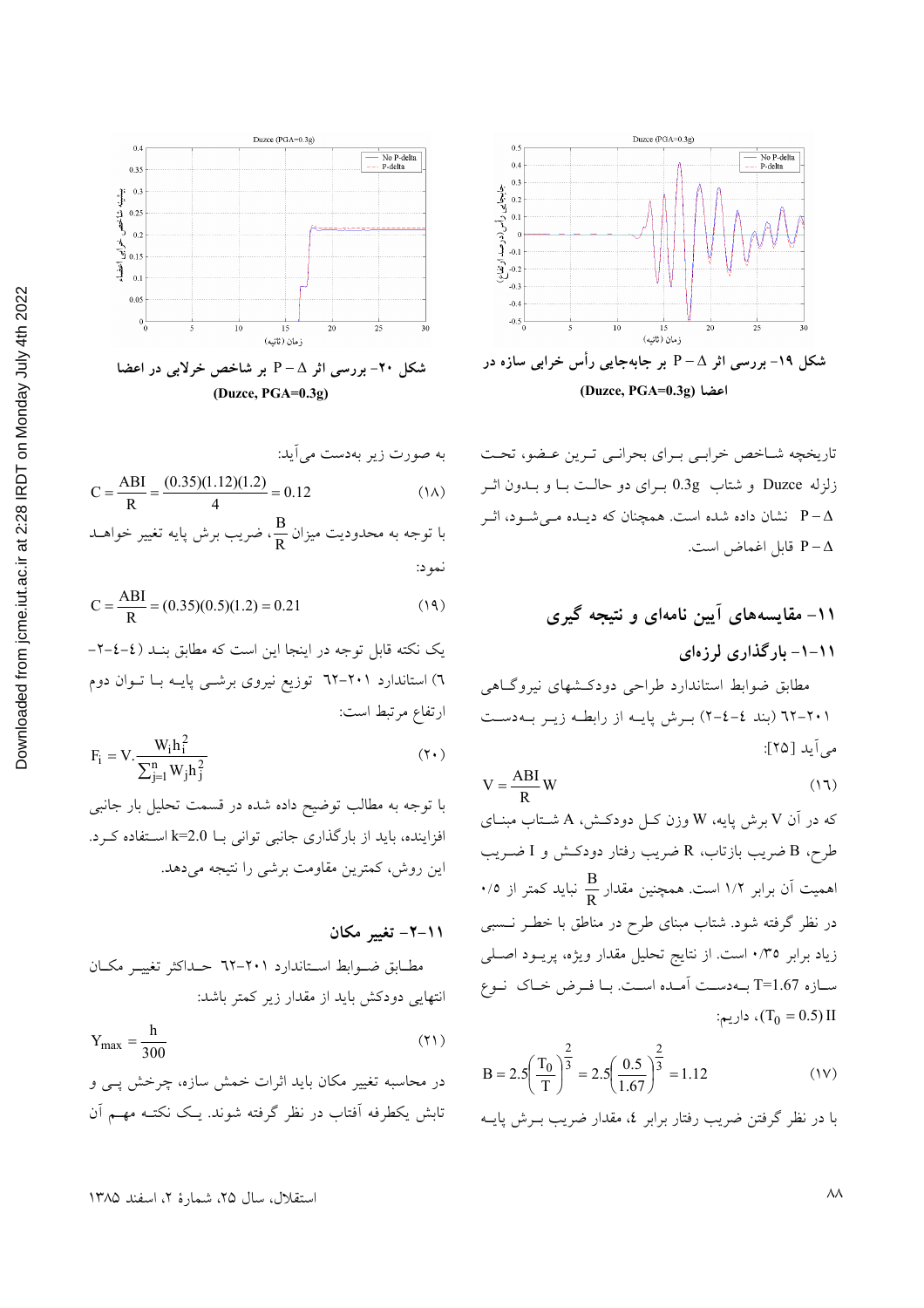شکل ۱۹- بررسی اثر $P-\Delta$ بر جابه‌جایی رأس خرابی سازه در اعضا (Duzce, PGA=0.3g)

شکل ۲۰- بررسی اثر $P-\Delta$ بر شاخص خرابی در اعضا (Duzce, PGA=0.3g)

تاریخچه شاخص خرابی برای بحرانی ترین عضو، تحت زلزله Duzce و شتاب 0.3g برای دو حالت با و بدون اثر $P-\Delta$ نشان داده شده است. همچنان که دیده می‌شود، اثر $P-\Delta$ قابل اغماض است.

## ۱۱- مقایسه‌های آیین نامه‌ای و نتیجه گیری

### ۱۱-۱- بارگذاری لرزه‌ای

مطابق ضوابط استاندارد طراحی دودکشهای نیروگاهی ۲۰۱-۶۲ (بند ۴-۴-۲) برش پایه از رابطه زیر بدست می‌آید [۲۵]:

$$V = \frac{ABI}{R}W \tag{۱۶}$$

که در آن V برش پایه، W وزن کل دودکش، A شتاب مبنای طرح، B ضریب بازتاب، R ضریب رفتار دودکش و I ضریب اهمیت آن برابر ۱/۲ است. همچنین مقدار $\frac{B}{R}$ نباید کمتر از ۰/۵ در نظر گرفته شود. شتاب مبنای طرح در مناطق با خطر نسبی زیاد برابر ۰/۳۵ است. از نتایج تحلیل مقدار ویژه، پریود اصلی سازه T=1.67 بدست آمده است. با فرض خاک نوع II ($T_0 = 0.5$)، داریم:

$$B = 2.5\left(\frac{T_0}{T}\right)^{\frac{2}{3}} = 2.5\left(\frac{0.5}{1.67}\right)^{\frac{2}{3}} = 1.12 \tag{۱۷}$$

با در نظر گرفتن ضریب رفتار برابر ۴، مقدار ضریب برش پایه به صورت زیر به‌دست می‌آید:

$$C = \frac{ABI}{R} = \frac{(0.35)(1.12)(1.2)}{4} = 0.12 \tag{۱۸}$$

با توجه به محدودیت میزان $\frac{B}{R}$، ضریب برش پایه تغییر خواهد نمود:

$$C = \frac{ABI}{R} = (0.35)(0.5)(1.2) = 0.21 \tag{۱۹}$$

یک نکته قابل توجه در اینجا این است که مطابق بند (۴-۴-۲-۶) استاندارد ۲۰۱-۶۲ توزیع نیروی برشی پایه با توان دوم ارتفاع مرتبط است:

$$F_i = V.\frac{W_i h_i^2}{\sum_{j=1}^{n} W_j h_j^2} \tag{۲۰}$$

با توجه به مطالب توضیح داده شده در قسمت تحلیل بار جانبی افزاینده، باید از بارگذاری جانبی توانی با k=2.0 استفاده کرد. این روش، کمترین مقاومت برشی را نتیجه می‌دهد.

### ۱۱-۲- تغییر مکان

مطابق ضوابط استاندارد ۲۰۱-۶۲ حداکثر تغییر مکان انتهایی دودکش باید از مقدار زیر کمتر باشد:

$$Y_{max} = \frac{h}{300} \tag{۲۱}$$

در محاسبه تغییر مکان باید اثرات خمش سازه، چرخش پی و تابش یکطرفه آفتاب در نظر گرفته شوند. یک نکته مهم آن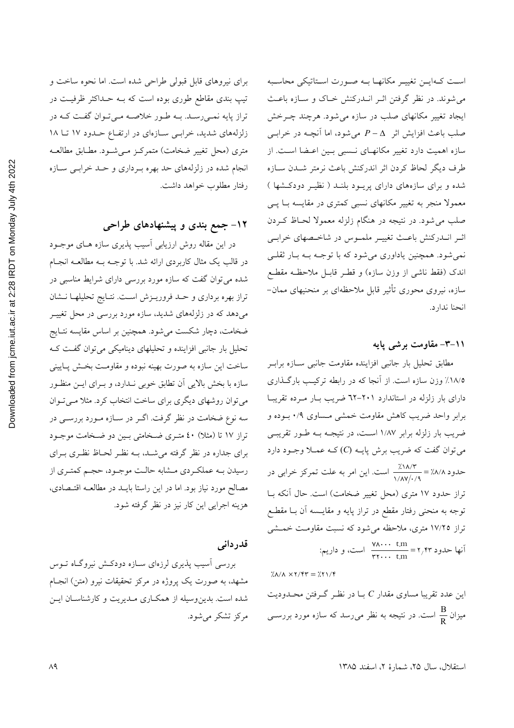است کـه‌ایـن تغییـر مکانهـا بـه صـورت اسـتاتیکی محاسـبه می‌شوند. در نظر گرفتن اثـر انـدرکنش خـاک و سـازه باعـث ایجاد تغییر مکانهای صلب در سازه می‌شود. هرچند چـرخش صلب باعث افزایش اثر $P-\Delta$ می‌شود، اما آنچـه در خرابـی سازه اهمیت دارد تغییر مکانهـای نـسبی بـین اعـضا اسـت. از طرف دیگر لحاظ کردن اثر اندرکنش باعث نرمتر شـدن سـازه شده و برای سازه‌های دارای پریـود بلنـد ( نظیـر دودکـشها ) معمولا منجر به تغییر مکانهای نسبی کمتری در مقایسه بـا پـی صلب می‌شود. در نتیجه در هنگام زلزله معمولا لحـاظ کـردن اثـر انـدرکنش باعـث تغییـر ملمـوس در شاخـصهای خرابـی نمی‌شود. همچنین یادآوری می‌شود که با توجـه بـه بـار ثقلـی اندک (فقط ناشی از وزن سازه) و قطـر قابـل ملاحظـه مقطـع سازه، نیروی محوری تأثیر قابل ملاحظه‌ای بر منحنیهای ممان- انحنا ندارد.

### ۱۱-۳- مقاومت برشی پایه

مطابق تحلیل بار جانبی افزاینده مقاومت جانبی سـازه برابـر ۱۸/۵٪ وزن سازه است. از آنجا که در رابطه ترکیب بارگـذاری دارای بار زلزله در استاندارد ۲۰۱-۶۲ ضریب بـار مـرده تقریبـا برابر واحد ضریب کاهش مقاومت خمشی مـساوی ۰/۹ بـوده و ضریب بار زلزله برابر ۱/۸۷ اسـت، در نتیجـه بـه طـور تقریبـی می‌توان گفت که ضریب برش پایـه ($C$) کـه عمـلا وجـود دارد حدود $\frac{\%18/3}{1/87/0/9}=\%8/8$ است. این امر به علت تمرکز خرابی در تراز حدود ۱۷ متری (محل تغییر ضخامت) است. حال آنکه بـا توجه به منحنی رفتار مقطع در تراز پایه و مقایـسه آن بـا مقطـع تراز ۱۷/۲۵ متری، ملاحظه می‌شود که نسبت مقاومـت خمـشی آنها حدود $\frac{78000\ \text{t.m}}{32000\ \text{t.m}}=2/43$ است، و داریم:

$$\%8/8\times 2/43=\%21/4$$

این عدد تقریبا مساوی مقدار $C$ بـا در نظـر گـرفتن محـدودیت میزان $\frac{B}{R}$ است. در نتیجه به نظر می‌رسد که سازه مورد بررسـی برای نیروهای قابل قبولی طراحی شده است. اما نحوه ساخت و تیپ بندی مقاطع طوری بوده است که بـه حـداکثر ظرفیـت در تراز پایه نمـی‌رسـد. بـه طـور خلاصـه مـی‌تـوان گفـت کـه در زلزله‌های شدید، خرابـی سـازه‌ای در ارتفـاع حـدود ۱۷ تـا ۱۸ متری (محل تغییر ضخامت) متمرکـز مـی‌شـود. مطـابق مطالعـه انجام شده در زلزله‌های حد بهره بـرداری و حـد خرابـی سـازه رفتار مطلوب خواهد داشت.

## ۱۲- جمع بندی و پیشنهادهای طراحی

در این مقاله روش ارزیابی آسیب پذیری سازه هـای موجـود در قالب یک مثال کاربردی ارائه شد. با توجـه بـه مطالعـه انجـام شده می‌توان گفت که سازه مورد بررسی دارای شرایط مناسبی در تراز بهره برداری و حـد فروریـزش اسـت. نتـایج تحلیلهـا نـشان می‌دهد که در زلزله‌های شدید، سازه مورد بررسی در محل تغییـر ضخامت، دچار شکست می‌شود. همچنین بر اساس مقایسه نتـایج تحلیل بار جانبی افزاینده و تحلیلهای دینامیکی می‌توان گفـت کـه ساخت این سازه به صورت بهینه نبوده و مقاومـت بخـش پـایینی سازه با بخش بالایی آن تطابق خوبی نـدارد، و بـرای ایـن منظـور می‌توان روشهای دیگری برای ساخت انتخاب کرد. مثلا مـی‌تـوان سه نوع ضخامت در نظر گرفت. اگـر در سـازه مـورد بررسـی در تراز ۱۷ تا (مثلا) ۴۰ متـری ضـخامتی بـین دو ضـخامت موجـود برای جداره در نظر گرفته می‌شـد، بـه نظـر لحـاظ نظـری بـرای رسیدن بـه عملکـردی مـشابه حالـت موجـود، حجـم کمتـری از مصالح مورد نیاز بود. اما در این راستا بایـد در مطالعـه اقتـصادی، هزینه اجرایی این کار نیز در نظر گرفته شود.

## قدردانی

بررسی آسیب پذیری لرزه‌ای سـازه دودکـش نیروگـاه تـوس مشهد، به صورت یک پروژه در مرکز تحقیقات نیرو (متن) انجـام شده است. بدین‌وسیله از همکـاری مـدیریت و کارشناسـان ایـن مرکز تشکر می‌شود.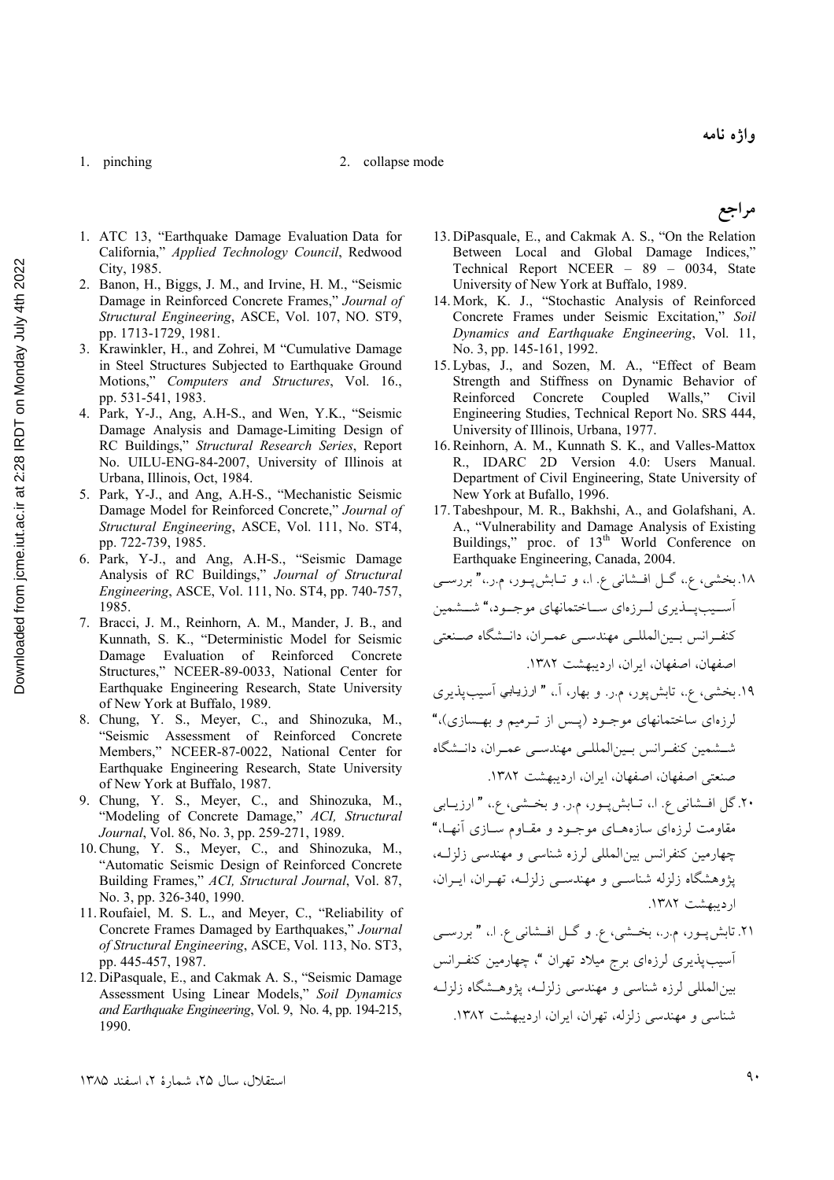## واژه نامه

1. pinching
2. collapse mode

## مراجع

1. ATC 13, "Earthquake Damage Evaluation Data for California," *Applied Technology Council*, Redwood City, 1985.
2. Banon, H., Biggs, J. M., and Irvine, H. M., "Seismic Damage in Reinforced Concrete Frames," *Journal of Structural Engineering*, ASCE, Vol. 107, NO. ST9, pp. 1713-1729, 1981.
3. Krawinkler, H., and Zohrei, M "Cumulative Damage in Steel Structures Subjected to Earthquake Ground Motions," *Computers and Structures*, Vol. 16., pp. 531-541, 1983.
4. Park, Y-J., Ang, A.H-S., and Wen, Y.K., "Seismic Damage Analysis and Damage-Limiting Design of RC Buildings," *Structural Research Series*, Report No. UILU-ENG-84-2007, University of Illinois at Urbana, Illinois, Oct, 1984.
5. Park, Y-J., and Ang, A.H-S., "Mechanistic Seismic Damage Model for Reinforced Concrete," *Journal of Structural Engineering*, ASCE, Vol. 111, No. ST4, pp. 722-739, 1985.
6. Park, Y-J., and Ang, A.H-S., "Seismic Damage Analysis of RC Buildings," *Journal of Structural Engineering*, ASCE, Vol. 111, No. ST4, pp. 740-757, 1985.
7. Bracci, J. M., Reinhorn, A. M., Mander, J. B., and Kunnath, S. K., "Deterministic Model for Seismic Damage Evaluation of Reinforced Concrete Structures," NCEER-89-0033, National Center for Earthquake Engineering Research, State University of New York at Buffalo, 1989.
8. Chung, Y. S., Meyer, C., and Shinozuka, M., "Seismic Assessment of Reinforced Concrete Members," NCEER-87-0022, National Center for Earthquake Engineering Research, State University of New York at Buffalo, 1987.
9. Chung, Y. S., Meyer, C., and Shinozuka, M., "Modeling of Concrete Damage," *ACI, Structural Journal*, Vol. 86, No. 3, pp. 259-271, 1989.
10. Chung, Y. S., Meyer, C., and Shinozuka, M., "Automatic Seismic Design of Reinforced Concrete Building Frames," *ACI, Structural Journal*, Vol. 87, No. 3, pp. 326-340, 1990.
11. Roufaiel, M. S. L., and Meyer, C., "Reliability of Concrete Frames Damaged by Earthquakes," *Journal of Structural Engineering*, ASCE, Vol. 113, No. ST3, pp. 445-457, 1987.
12. DiPasquale, E., and Cakmak A. S., "Seismic Damage Assessment Using Linear Models," *Soil Dynamics and Earthquake Engineering*, Vol. 9, No. 4, pp. 194-215, 1990.
13. DiPasquale, E., and Cakmak A. S., "On the Relation Between Local and Global Damage Indices," Technical Report NCEER – 89 – 0034, State University of New York at Buffalo, 1989.
14. Mork, K. J., "Stochastic Analysis of Reinforced Concrete Frames under Seismic Excitation," *Soil Dynamics and Earthquake Engineering*, Vol. 11, No. 3, pp. 145-161, 1992.
15. Lybas, J., and Sozen, M. A., "Effect of Beam Strength and Stiffness on Dynamic Behavior of Reinforced Concrete Coupled Walls," Civil Engineering Studies, Technical Report No. SRS 444, University of Illinois, Urbana, 1977.
16. Reinhorn, A. M., Kunnath S. K., and Valles-Mattox R., IDARC 2D Version 4.0: Users Manual. Department of Civil Engineering, State University of New York at Bufallo, 1996.
17. Tabeshpour, M. R., Bakhshi, A., and Golafshani, A. A., "Vulnerability and Damage Analysis of Existing Buildings," proc. of 13th World Conference on Earthquake Engineering, Canada, 2004.

۱۸. بخشی، ع.، گل افشانی ع. ا.، و تابش‌پور، م.ر.، "بررسی آسیب‌پذیری لرزه‌ای ساختمانهای موجود،" ششمین کنفرانس بین‌المللی مهندسی عمران، دانشگاه صنعتی اصفهان، اصفهان، ایران، اردیبهشت ۱۳۸۲.

۱۹. بخشی، ع.، تابش‌پور، م.ر. و بهار، آ.، " ارزیابی آسیب‌پذیری لرزه‌ای ساختمانهای موجود (پس از ترمیم و بهسازی)،" ششمین کنفرانس بین‌المللی مهندسی عمران، دانشگاه صنعتی اصفهان، اصفهان، ایران، اردیبهشت ۱۳۸۲.

۲۰. گل افشانی ع. ا.، تابش‌پور، م.ر. و بخشی، ع.، " ارزیابی مقاومت لرزه‌ای سازه‌های موجود و مقاوم سازی آنها،" چهارمین کنفرانس بین‌المللی لرزه شناسی و مهندسی زلزله، پژوهشگاه زلزله شناسی و مهندسی زلزله، تهران، ایران، اردیبهشت ۱۳۸۲.

۲۱. تابش‌پور، م.ر.، بخشی، ع. و گل افشانی ع. ا.، " بررسی آسیب‌پذیری لرزه‌ای برج میلاد تهران "، چهارمین کنفرانس بین‌المللی لرزه شناسی و مهندسی زلزله، پژوهشگاه زلزله شناسی و مهندسی زلزله، تهران، ایران، اردیبهشت ۱۳۸۲.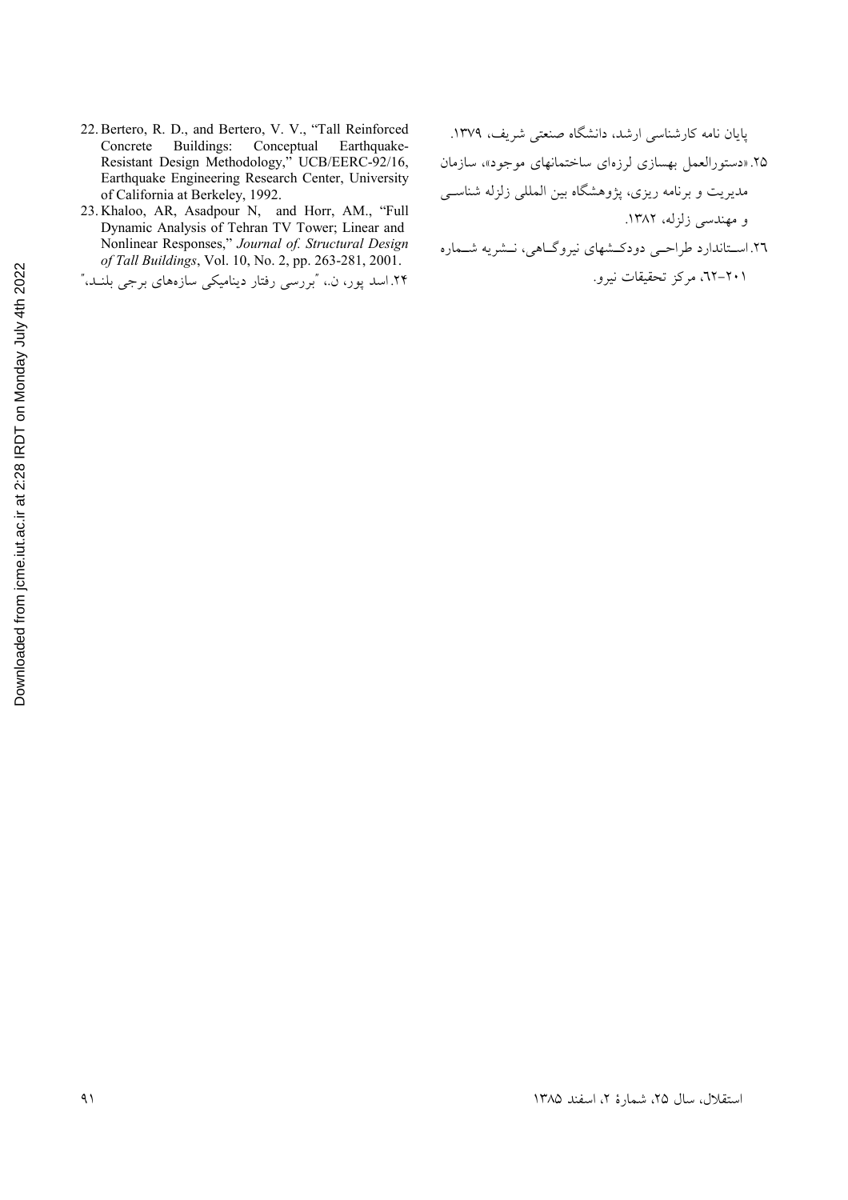22. Bertero, R. D., and Bertero, V. V., "Tall Reinforced Concrete Buildings: Conceptual Earthquake-Resistant Design Methodology," UCB/EERC-92/16, Earthquake Engineering Research Center, University of California at Berkeley, 1992.
23. Khaloo, AR, Asadpour N, and Horr, AM., "Full Dynamic Analysis of Tehran TV Tower; Linear and Nonlinear Responses," *Journal of. Structural Design of Tall Buildings*, Vol. 10, No. 2, pp. 263-281, 2001.

۲۴. اسد پور، ن.، "بررسی رفتار دینامیکی سازه‌های برجی بلنـد،" پایان نامه کارشناسی ارشد، دانشگاه صنعتی شریف، ۱۳۷۹.

۲۵. «دستورالعمل بهسازی لرزه‌ای ساختمانهای موجود»، سازمان مدیریت و برنامه ریزی، پژوهشگاه بین المللی زلزله شناسی و مهندسی زلزله، ۱۳۸۲.

۲۶. اسـتاندارد طراحـی دودکـشهای نیروگـاهی، نـشریه شـماره ۲۰۱-٦٢، مرکز تحقیقات نیرو.